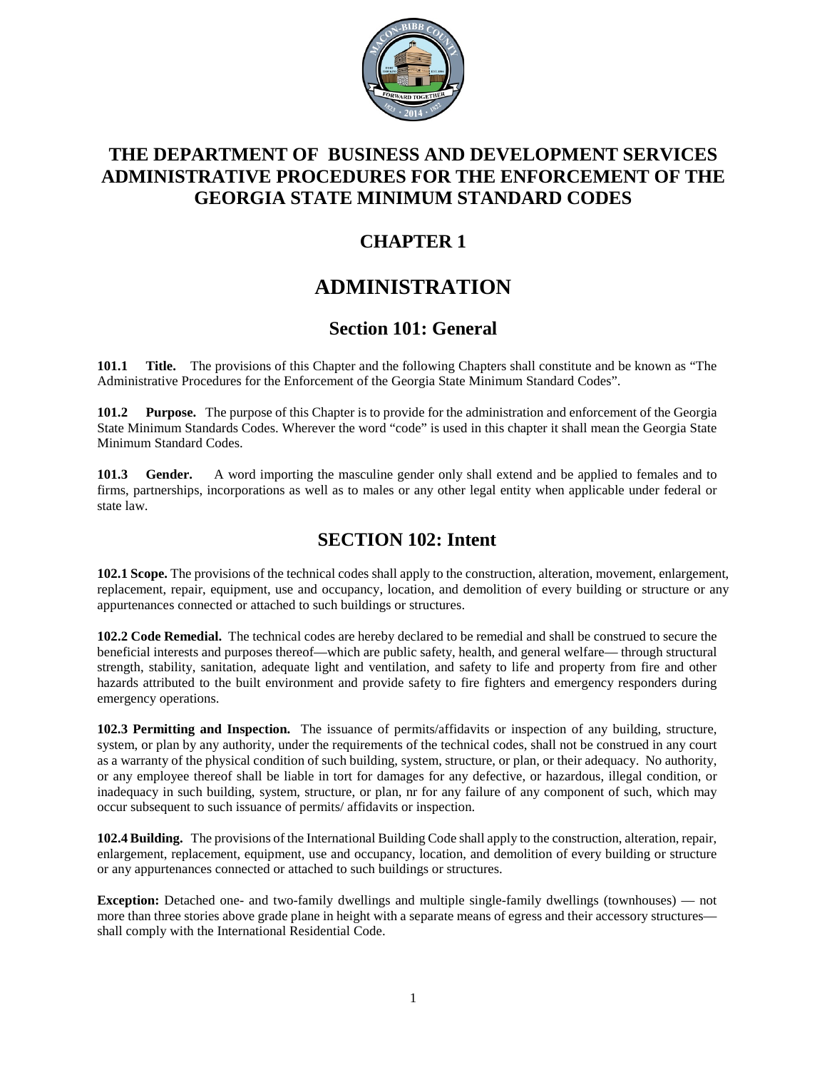# THE DEPARTMENT OF BUSINESS AND DEVELOPMENT SERVICES ADMINISTRATIVE PROCEDURES FOR THE ENFORCEMENT OF THE GEORGIA STATE MINIMUM STANDARD CODES

## CHAPTER 1

## ADMINISTRATION

### Section 101: General

**101.1 Title.** The provisions of this Chapter and the following Chapters shall constitute and be known as "The Administrative Procedures for the Enforcement of the Georgia State Minimum Standard Codes".

**101.2 Purpose.** The purpose of this Chapter is to provide for the administration and enforcement of the Georgia State Minimum Standards Codes. Wherever the word "code" is used in this chapter it shall mean the Georgia State Minimum Standard Codes.

**101.3 Gender.** A word importing the masculine gender only shall extend and be applied to females and to firms, partnerships, incorporations as well as to males or any other legal entity when applicable under federal or state law.

### SECTION 102: Intent

**102.1 Scope.** The provisions of the technical codes shall apply to the construction, alteration, movement, enlargement, replacement, repair, equipment, use and occupancy, location, and demolition of every building or structure or any appurtenances connected or attached to such buildings or structures.

**102.2 Code Remedial.** The technical codes are hereby declared to be remedial and shall be construed to secure the beneficial interests and purposes thereof—which are public safety, health, and general welfare— through structural strength, stability, sanitation, adequate light and ventilation, and safety to life and property from fire and other hazards attributed to the built environment and provide safety to fire fighters and emergency responders during emergency operations.

**102.3 Permitting and Inspection.** The issuance of permits/affidavits or inspection of any building, structure, system, or plan by any authority, under the requirements of the technical codes, shall not be construed in any court as a warranty of the physical condition of such building, system, structure, or plan, or their adequacy. No authority, or any employee thereof shall be liable in tort for damages for any defective, or hazardous, illegal condition, or inadequacy in such building, system, structure, or plan, nr for any failure of any component of such, which may occur subsequent to such issuance of permits/ affidavits or inspection.

**102.4 Building.** The provisions of the International Building Code shall apply to the construction, alteration, repair, enlargement, replacement, equipment, use and occupancy, location, and demolition of every building or structure or any appurtenances connected or attached to such buildings or structures.

**Exception:** Detached one- and two-family dwellings and multiple single-family dwellings (townhouses) — not more than three stories above grade plane in height with a separate means of egress and their accessory structures— shall comply with the International Residential Code.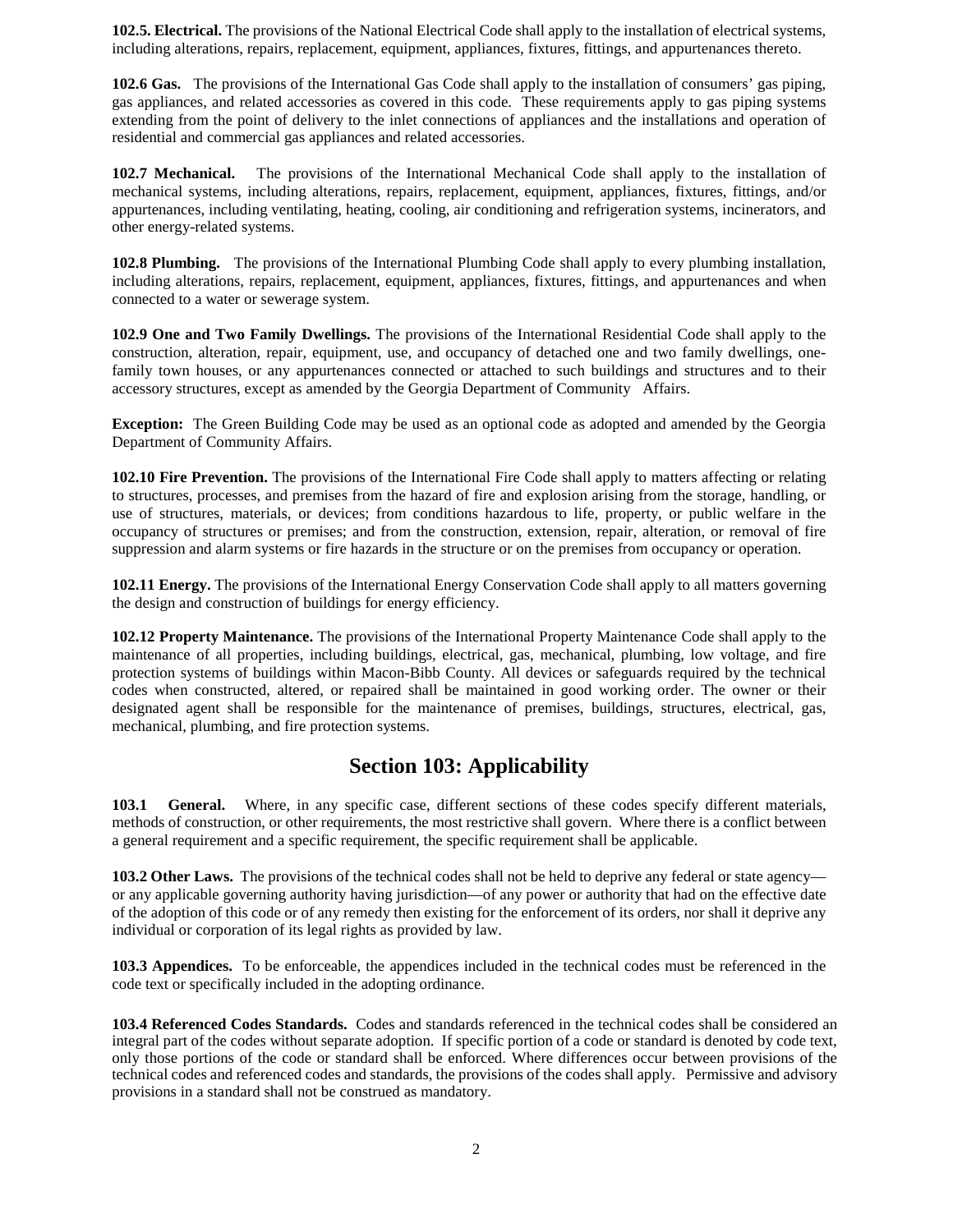**102.5. Electrical.** The provisions of the National Electrical Code shall apply to the installation of electrical systems, including alterations, repairs, replacement, equipment, appliances, fixtures, fittings, and appurtenances thereto.

**102.6 Gas.** The provisions of the International Gas Code shall apply to the installation of consumers' gas piping, gas appliances, and related accessories as covered in this code. These requirements apply to gas piping systems extending from the point of delivery to the inlet connections of appliances and the installations and operation of residential and commercial gas appliances and related accessories.

**102.7 Mechanical.** The provisions of the International Mechanical Code shall apply to the installation of mechanical systems, including alterations, repairs, replacement, equipment, appliances, fixtures, fittings, and/or appurtenances, including ventilating, heating, cooling, air conditioning and refrigeration systems, incinerators, and other energy-related systems.

**102.8 Plumbing.** The provisions of the International Plumbing Code shall apply to every plumbing installation, including alterations, repairs, replacement, equipment, appliances, fixtures, fittings, and appurtenances and when connected to a water or sewerage system.

**102.9 One and Two Family Dwellings.** The provisions of the International Residential Code shall apply to the construction, alteration, repair, equipment, use, and occupancy of detached one and two family dwellings, one-family town houses, or any appurtenances connected or attached to such buildings and structures and to their accessory structures, except as amended by the Georgia Department of Community Affairs.

**Exception:** The Green Building Code may be used as an optional code as adopted and amended by the Georgia Department of Community Affairs.

**102.10 Fire Prevention.** The provisions of the International Fire Code shall apply to matters affecting or relating to structures, processes, and premises from the hazard of fire and explosion arising from the storage, handling, or use of structures, materials, or devices; from conditions hazardous to life, property, or public welfare in the occupancy of structures or premises; and from the construction, extension, repair, alteration, or removal of fire suppression and alarm systems or fire hazards in the structure or on the premises from occupancy or operation.

**102.11 Energy.** The provisions of the International Energy Conservation Code shall apply to all matters governing the design and construction of buildings for energy efficiency.

**102.12 Property Maintenance.** The provisions of the International Property Maintenance Code shall apply to the maintenance of all properties, including buildings, electrical, gas, mechanical, plumbing, low voltage, and fire protection systems of buildings within Macon-Bibb County. All devices or safeguards required by the technical codes when constructed, altered, or repaired shall be maintained in good working order. The owner or their designated agent shall be responsible for the maintenance of premises, buildings, structures, electrical, gas, mechanical, plumbing, and fire protection systems.

## Section 103: Applicability

**103.1 General.** Where, in any specific case, different sections of these codes specify different materials, methods of construction, or other requirements, the most restrictive shall govern. Where there is a conflict between a general requirement and a specific requirement, the specific requirement shall be applicable.

**103.2 Other Laws.** The provisions of the technical codes shall not be held to deprive any federal or state agency—or any applicable governing authority having jurisdiction—of any power or authority that had on the effective date of the adoption of this code or of any remedy then existing for the enforcement of its orders, nor shall it deprive any individual or corporation of its legal rights as provided by law.

**103.3 Appendices.** To be enforceable, the appendices included in the technical codes must be referenced in the code text or specifically included in the adopting ordinance.

**103.4 Referenced Codes Standards.** Codes and standards referenced in the technical codes shall be considered an integral part of the codes without separate adoption. If specific portion of a code or standard is denoted by code text, only those portions of the code or standard shall be enforced. Where differences occur between provisions of the technical codes and referenced codes and standards, the provisions of the codes shall apply. Permissive and advisory provisions in a standard shall not be construed as mandatory.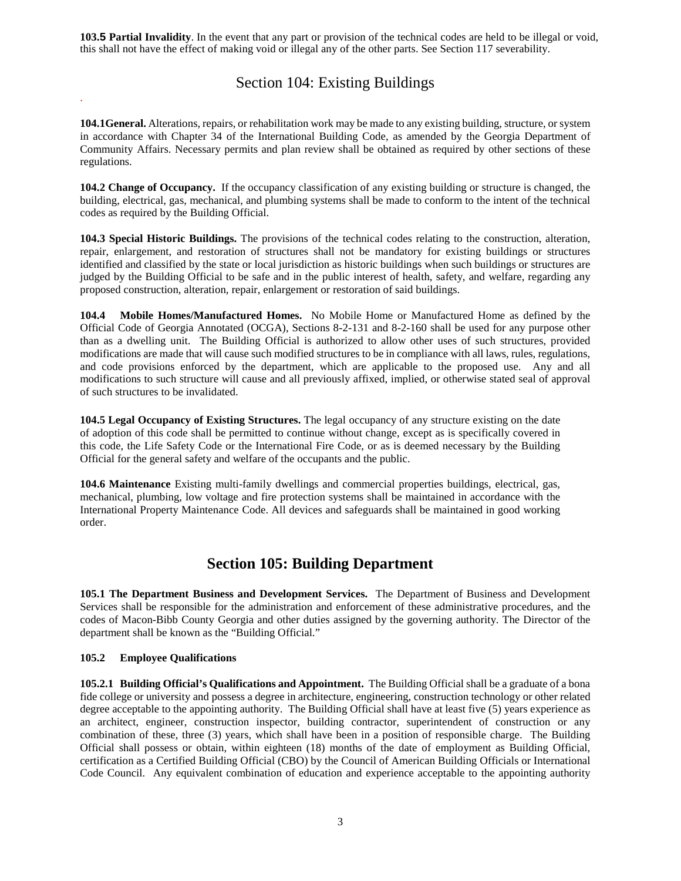**103.5 Partial Invalidity**. In the event that any part or provision of the technical codes are held to be illegal or void, this shall not have the effect of making void or illegal any of the other parts. See Section 117 severability.

## Section 104: Existing Buildings

**104.1General.** Alterations, repairs, or rehabilitation work may be made to any existing building, structure, or system in accordance with Chapter 34 of the International Building Code, as amended by the Georgia Department of Community Affairs. Necessary permits and plan review shall be obtained as required by other sections of these regulations.

**104.2 Change of Occupancy.** If the occupancy classification of any existing building or structure is changed, the building, electrical, gas, mechanical, and plumbing systems shall be made to conform to the intent of the technical codes as required by the Building Official.

**104.3 Special Historic Buildings.** The provisions of the technical codes relating to the construction, alteration, repair, enlargement, and restoration of structures shall not be mandatory for existing buildings or structures identified and classified by the state or local jurisdiction as historic buildings when such buildings or structures are judged by the Building Official to be safe and in the public interest of health, safety, and welfare, regarding any proposed construction, alteration, repair, enlargement or restoration of said buildings.

**104.4 Mobile Homes/Manufactured Homes.** No Mobile Home or Manufactured Home as defined by the Official Code of Georgia Annotated (OCGA), Sections 8-2-131 and 8-2-160 shall be used for any purpose other than as a dwelling unit. The Building Official is authorized to allow other uses of such structures, provided modifications are made that will cause such modified structures to be in compliance with all laws, rules, regulations, and code provisions enforced by the department, which are applicable to the proposed use. Any and all modifications to such structure will cause and all previously affixed, implied, or otherwise stated seal of approval of such structures to be invalidated.

**104.5 Legal Occupancy of Existing Structures.** The legal occupancy of any structure existing on the date of adoption of this code shall be permitted to continue without change, except as is specifically covered in this code, the Life Safety Code or the International Fire Code, or as is deemed necessary by the Building Official for the general safety and welfare of the occupants and the public.

**104.6 Maintenance** Existing multi-family dwellings and commercial properties buildings, electrical, gas, mechanical, plumbing, low voltage and fire protection systems shall be maintained in accordance with the International Property Maintenance Code. All devices and safeguards shall be maintained in good working order.

## Section 105: Building Department

**105.1 The Department Business and Development Services.** The Department of Business and Development Services shall be responsible for the administration and enforcement of these administrative procedures, and the codes of Macon-Bibb County Georgia and other duties assigned by the governing authority. The Director of the department shall be known as the "Building Official."

**105.2 Employee Qualifications**

**105.2.1 Building Official's Qualifications and Appointment.** The Building Official shall be a graduate of a bona fide college or university and possess a degree in architecture, engineering, construction technology or other related degree acceptable to the appointing authority. The Building Official shall have at least five (5) years experience as an architect, engineer, construction inspector, building contractor, superintendent of construction or any combination of these, three (3) years, which shall have been in a position of responsible charge. The Building Official shall possess or obtain, within eighteen (18) months of the date of employment as Building Official, certification as a Certified Building Official (CBO) by the Council of American Building Officials or International Code Council. Any equivalent combination of education and experience acceptable to the appointing authority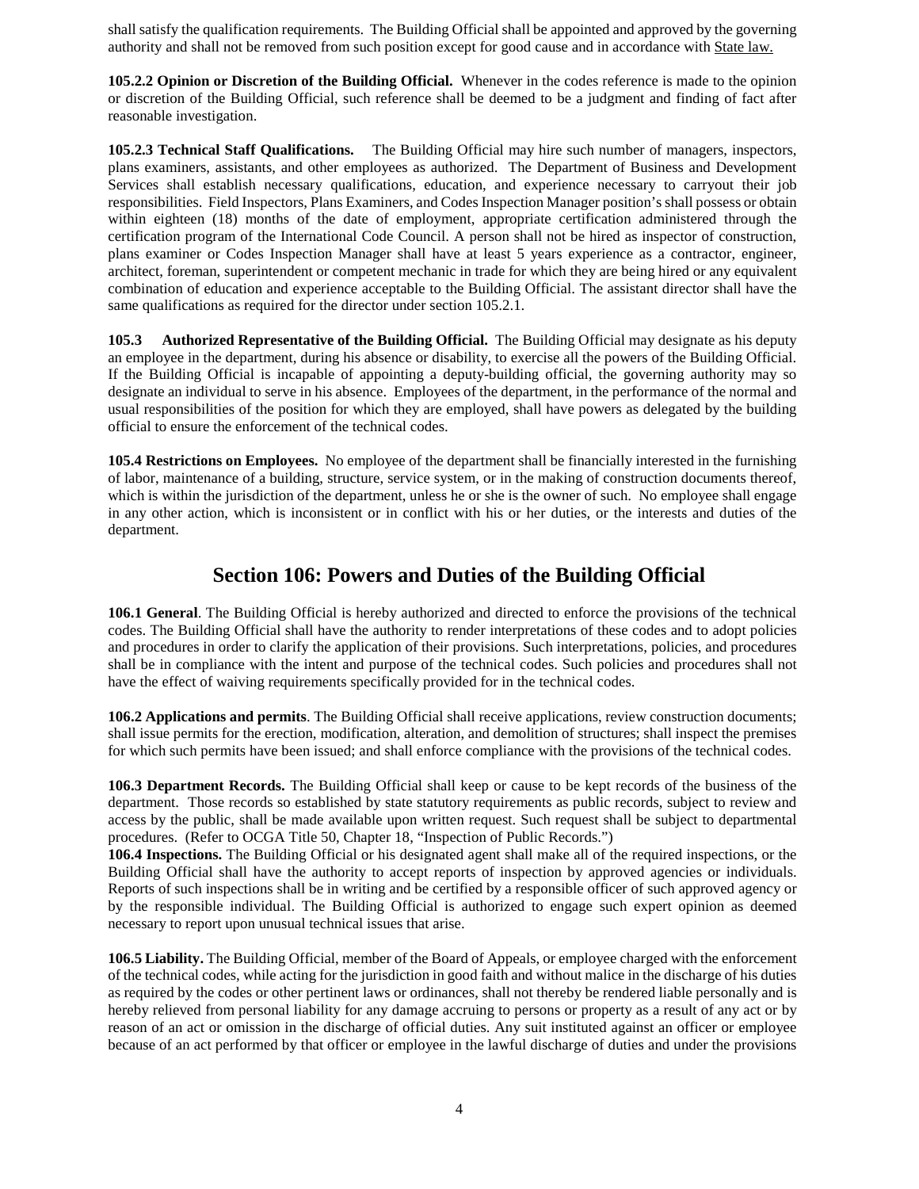shall satisfy the qualification requirements. The Building Official shall be appointed and approved by the governing authority and shall not be removed from such position except for good cause and in accordance with State law.

**105.2.2 Opinion or Discretion of the Building Official.** Whenever in the codes reference is made to the opinion or discretion of the Building Official, such reference shall be deemed to be a judgment and finding of fact after reasonable investigation.

**105.2.3 Technical Staff Qualifications.** The Building Official may hire such number of managers, inspectors, plans examiners, assistants, and other employees as authorized. The Department of Business and Development Services shall establish necessary qualifications, education, and experience necessary to carryout their job responsibilities. Field Inspectors, Plans Examiners, and Codes Inspection Manager position's shall possess or obtain within eighteen (18) months of the date of employment, appropriate certification administered through the certification program of the International Code Council. A person shall not be hired as inspector of construction, plans examiner or Codes Inspection Manager shall have at least 5 years experience as a contractor, engineer, architect, foreman, superintendent or competent mechanic in trade for which they are being hired or any equivalent combination of education and experience acceptable to the Building Official. The assistant director shall have the same qualifications as required for the director under section 105.2.1.

**105.3 Authorized Representative of the Building Official.** The Building Official may designate as his deputy an employee in the department, during his absence or disability, to exercise all the powers of the Building Official. If the Building Official is incapable of appointing a deputy-building official, the governing authority may so designate an individual to serve in his absence. Employees of the department, in the performance of the normal and usual responsibilities of the position for which they are employed, shall have powers as delegated by the building official to ensure the enforcement of the technical codes.

**105.4 Restrictions on Employees.** No employee of the department shall be financially interested in the furnishing of labor, maintenance of a building, structure, service system, or in the making of construction documents thereof, which is within the jurisdiction of the department, unless he or she is the owner of such. No employee shall engage in any other action, which is inconsistent or in conflict with his or her duties, or the interests and duties of the department.

## Section 106: Powers and Duties of the Building Official

**106.1 General**. The Building Official is hereby authorized and directed to enforce the provisions of the technical codes. The Building Official shall have the authority to render interpretations of these codes and to adopt policies and procedures in order to clarify the application of their provisions. Such interpretations, policies, and procedures shall be in compliance with the intent and purpose of the technical codes. Such policies and procedures shall not have the effect of waiving requirements specifically provided for in the technical codes.

**106.2 Applications and permits**. The Building Official shall receive applications, review construction documents; shall issue permits for the erection, modification, alteration, and demolition of structures; shall inspect the premises for which such permits have been issued; and shall enforce compliance with the provisions of the technical codes.

**106.3 Department Records.** The Building Official shall keep or cause to be kept records of the business of the department. Those records so established by state statutory requirements as public records, subject to review and access by the public, shall be made available upon written request. Such request shall be subject to departmental procedures. (Refer to OCGA Title 50, Chapter 18, "Inspection of Public Records.")

**106.4 Inspections.** The Building Official or his designated agent shall make all of the required inspections, or the Building Official shall have the authority to accept reports of inspection by approved agencies or individuals. Reports of such inspections shall be in writing and be certified by a responsible officer of such approved agency or by the responsible individual. The Building Official is authorized to engage such expert opinion as deemed necessary to report upon unusual technical issues that arise.

**106.5 Liability.** The Building Official, member of the Board of Appeals, or employee charged with the enforcement of the technical codes, while acting for the jurisdiction in good faith and without malice in the discharge of his duties as required by the codes or other pertinent laws or ordinances, shall not thereby be rendered liable personally and is hereby relieved from personal liability for any damage accruing to persons or property as a result of any act or by reason of an act or omission in the discharge of official duties. Any suit instituted against an officer or employee because of an act performed by that officer or employee in the lawful discharge of duties and under the provisions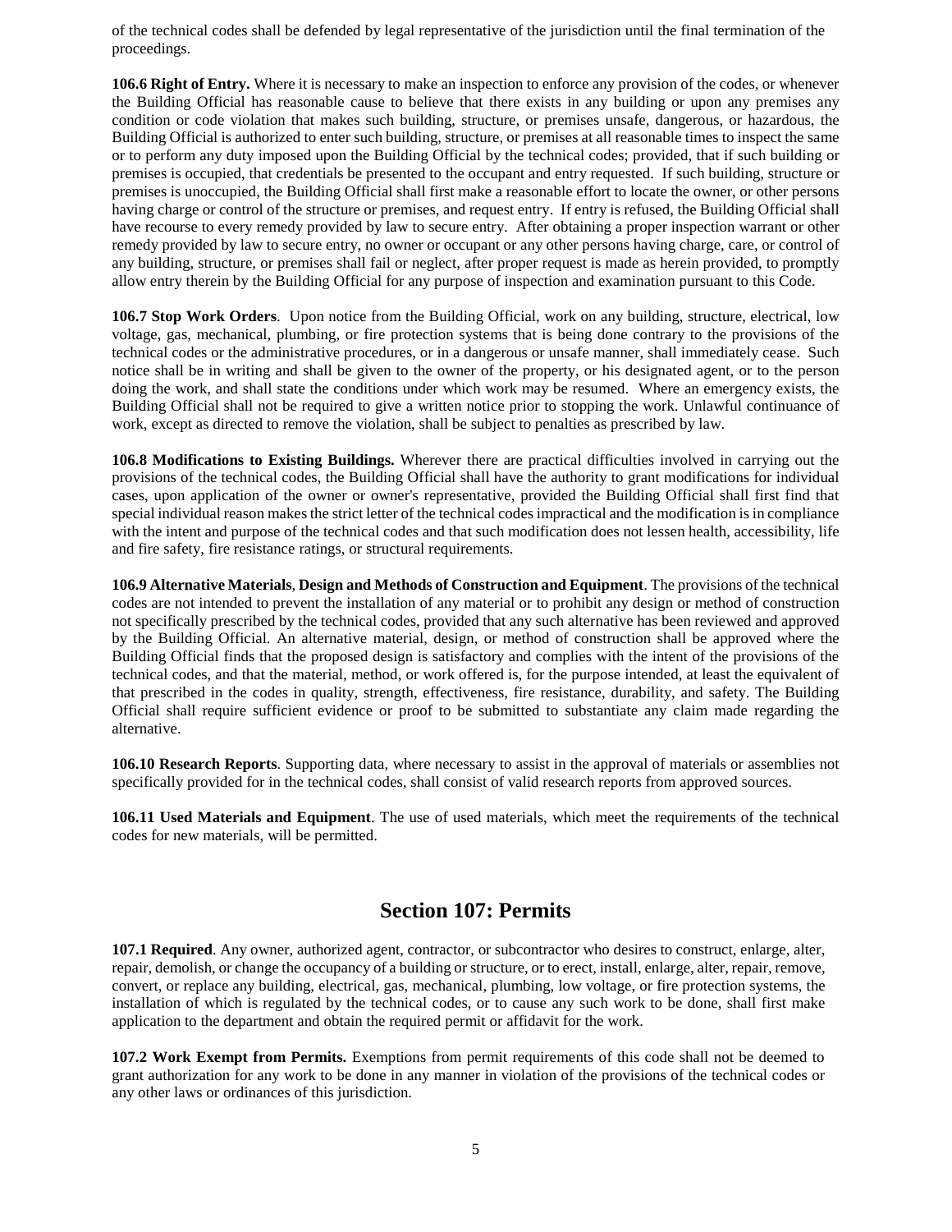of the technical codes shall be defended by legal representative of the jurisdiction until the final termination of the proceedings.

**106.6 Right of Entry.** Where it is necessary to make an inspection to enforce any provision of the codes, or whenever the Building Official has reasonable cause to believe that there exists in any building or upon any premises any condition or code violation that makes such building, structure, or premises unsafe, dangerous, or hazardous, the Building Official is authorized to enter such building, structure, or premises at all reasonable times to inspect the same or to perform any duty imposed upon the Building Official by the technical codes; provided, that if such building or premises is occupied, that credentials be presented to the occupant and entry requested. If such building, structure or premises is unoccupied, the Building Official shall first make a reasonable effort to locate the owner, or other persons having charge or control of the structure or premises, and request entry. If entry is refused, the Building Official shall have recourse to every remedy provided by law to secure entry. After obtaining a proper inspection warrant or other remedy provided by law to secure entry, no owner or occupant or any other persons having charge, care, or control of any building, structure, or premises shall fail or neglect, after proper request is made as herein provided, to promptly allow entry therein by the Building Official for any purpose of inspection and examination pursuant to this Code.

**106.7 Stop Work Orders**. Upon notice from the Building Official, work on any building, structure, electrical, low voltage, gas, mechanical, plumbing, or fire protection systems that is being done contrary to the provisions of the technical codes or the administrative procedures, or in a dangerous or unsafe manner, shall immediately cease. Such notice shall be in writing and shall be given to the owner of the property, or his designated agent, or to the person doing the work, and shall state the conditions under which work may be resumed. Where an emergency exists, the Building Official shall not be required to give a written notice prior to stopping the work. Unlawful continuance of work, except as directed to remove the violation, shall be subject to penalties as prescribed by law.

**106.8 Modifications to Existing Buildings.** Wherever there are practical difficulties involved in carrying out the provisions of the technical codes, the Building Official shall have the authority to grant modifications for individual cases, upon application of the owner or owner's representative, provided the Building Official shall first find that special individual reason makes the strict letter of the technical codes impractical and the modification is in compliance with the intent and purpose of the technical codes and that such modification does not lessen health, accessibility, life and fire safety, fire resistance ratings, or structural requirements.

**106.9 Alternative Materials**, **Design and Methods of Construction and Equipment**. The provisions of the technical codes are not intended to prevent the installation of any material or to prohibit any design or method of construction not specifically prescribed by the technical codes, provided that any such alternative has been reviewed and approved by the Building Official. An alternative material, design, or method of construction shall be approved where the Building Official finds that the proposed design is satisfactory and complies with the intent of the provisions of the technical codes, and that the material, method, or work offered is, for the purpose intended, at least the equivalent of that prescribed in the codes in quality, strength, effectiveness, fire resistance, durability, and safety. The Building Official shall require sufficient evidence or proof to be submitted to substantiate any claim made regarding the alternative.

**106.10 Research Reports**. Supporting data, where necessary to assist in the approval of materials or assemblies not specifically provided for in the technical codes, shall consist of valid research reports from approved sources.

**106.11 Used Materials and Equipment**. The use of used materials, which meet the requirements of the technical codes for new materials, will be permitted.

## Section 107: Permits

**107.1 Required**. Any owner, authorized agent, contractor, or subcontractor who desires to construct, enlarge, alter, repair, demolish, or change the occupancy of a building or structure, or to erect, install, enlarge, alter, repair, remove, convert, or replace any building, electrical, gas, mechanical, plumbing, low voltage, or fire protection systems, the installation of which is regulated by the technical codes, or to cause any such work to be done, shall first make application to the department and obtain the required permit or affidavit for the work.

**107.2 Work Exempt from Permits.** Exemptions from permit requirements of this code shall not be deemed to grant authorization for any work to be done in any manner in violation of the provisions of the technical codes or any other laws or ordinances of this jurisdiction.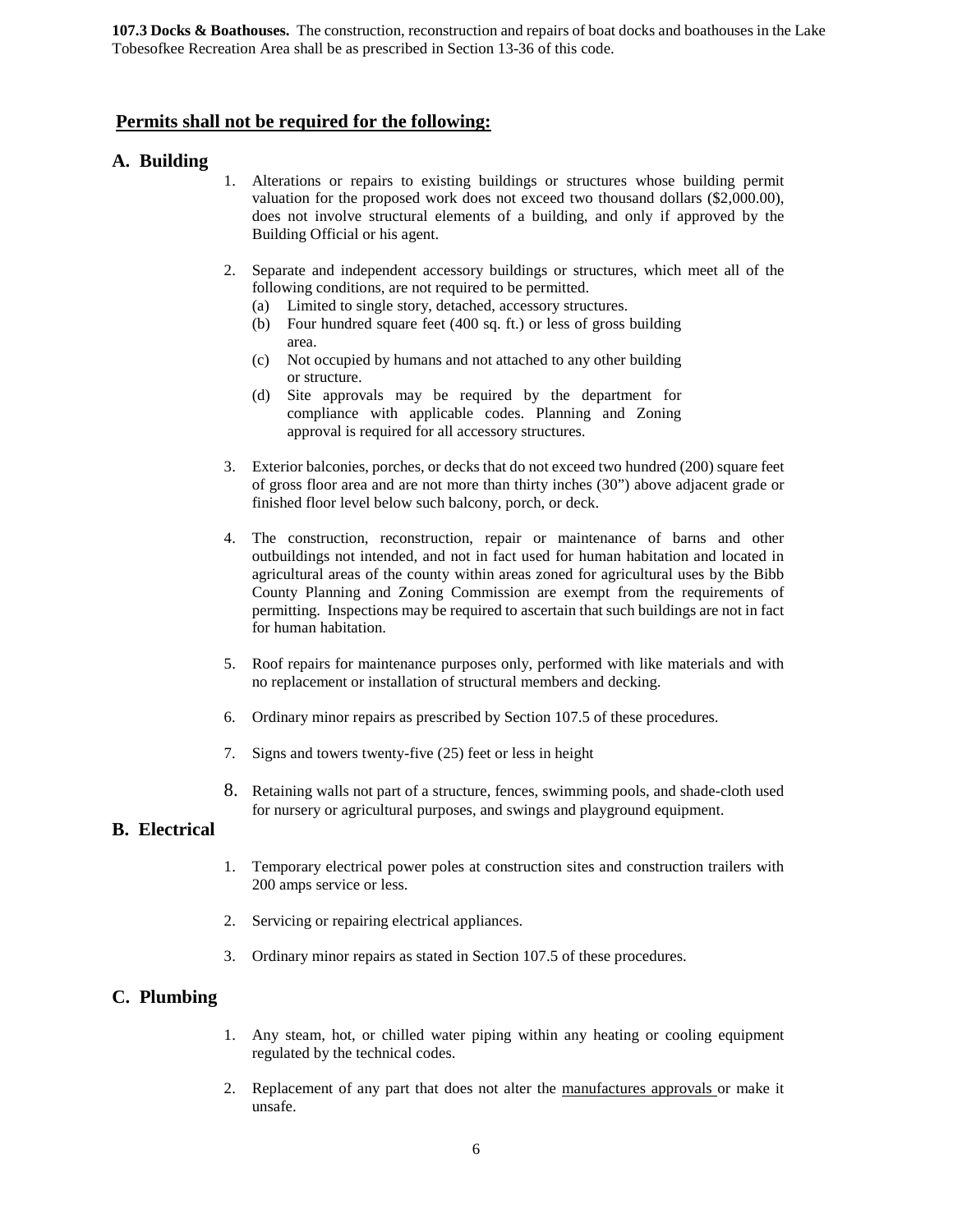**107.3 Docks & Boathouses.** The construction, reconstruction and repairs of boat docks and boathouses in the Lake Tobesofkee Recreation Area shall be as prescribed in Section 13-36 of this code.

## **Permits shall not be required for the following:**

### A. Building

1. Alterations or repairs to existing buildings or structures whose building permit valuation for the proposed work does not exceed two thousand dollars ($2,000.00), does not involve structural elements of a building, and only if approved by the Building Official or his agent.

2. Separate and independent accessory buildings or structures, which meet all of the following conditions, are not required to be permitted.
   - (a) Limited to single story, detached, accessory structures.
   - (b) Four hundred square feet (400 sq. ft.) or less of gross building area.
   - (c) Not occupied by humans and not attached to any other building or structure.
   - (d) Site approvals may be required by the department for compliance with applicable codes. Planning and Zoning approval is required for all accessory structures.

3. Exterior balconies, porches, or decks that do not exceed two hundred (200) square feet of gross floor area and are not more than thirty inches (30") above adjacent grade or finished floor level below such balcony, porch, or deck.

4. The construction, reconstruction, repair or maintenance of barns and other outbuildings not intended, and not in fact used for human habitation and located in agricultural areas of the county within areas zoned for agricultural uses by the Bibb County Planning and Zoning Commission are exempt from the requirements of permitting. Inspections may be required to ascertain that such buildings are not in fact for human habitation.

5. Roof repairs for maintenance purposes only, performed with like materials and with no replacement or installation of structural members and decking.

6. Ordinary minor repairs as prescribed by Section 107.5 of these procedures.

7. Signs and towers twenty-five (25) feet or less in height

8. Retaining walls not part of a structure, fences, swimming pools, and shade-cloth used for nursery or agricultural purposes, and swings and playground equipment.

### B. Electrical

1. Temporary electrical power poles at construction sites and construction trailers with 200 amps service or less.

2. Servicing or repairing electrical appliances.

3. Ordinary minor repairs as stated in Section 107.5 of these procedures.

### C. Plumbing

1. Any steam, hot, or chilled water piping within any heating or cooling equipment regulated by the technical codes.

2. Replacement of any part that does not alter the manufactures approvals or make it unsafe.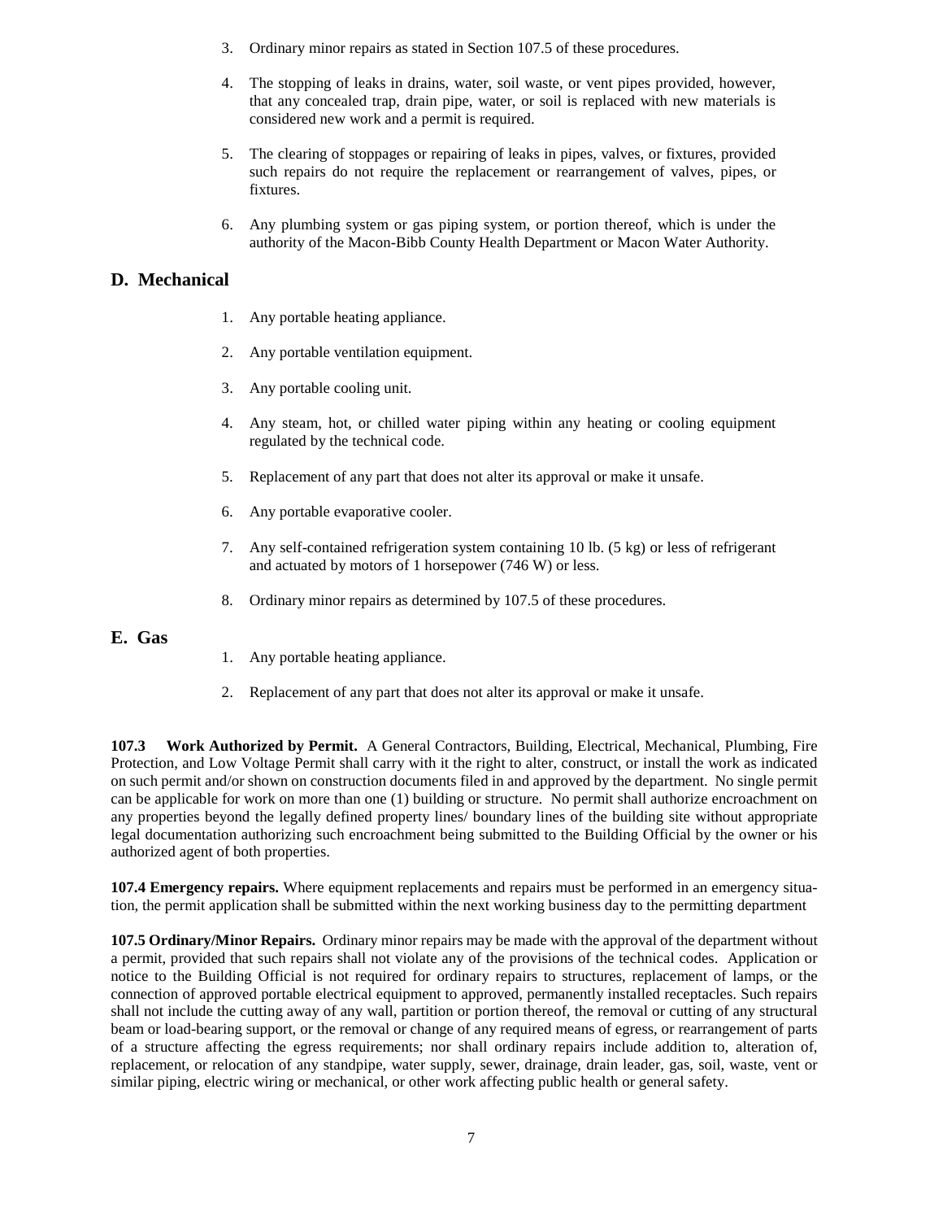3. Ordinary minor repairs as stated in Section 107.5 of these procedures.

4. The stopping of leaks in drains, water, soil waste, or vent pipes provided, however, that any concealed trap, drain pipe, water, or soil is replaced with new materials is considered new work and a permit is required.

5. The clearing of stoppages or repairing of leaks in pipes, valves, or fixtures, provided such repairs do not require the replacement or rearrangement of valves, pipes, or fixtures.

6. Any plumbing system or gas piping system, or portion thereof, which is under the authority of the Macon-Bibb County Health Department or Macon Water Authority.

## D. Mechanical

1. Any portable heating appliance.

2. Any portable ventilation equipment.

3. Any portable cooling unit.

4. Any steam, hot, or chilled water piping within any heating or cooling equipment regulated by the technical code.

5. Replacement of any part that does not alter its approval or make it unsafe.

6. Any portable evaporative cooler.

7. Any self-contained refrigeration system containing 10 lb. (5 kg) or less of refrigerant and actuated by motors of 1 horsepower (746 W) or less.

8. Ordinary minor repairs as determined by 107.5 of these procedures.

## E. Gas

1. Any portable heating appliance.

2. Replacement of any part that does not alter its approval or make it unsafe.

**107.3 Work Authorized by Permit.** A General Contractors, Building, Electrical, Mechanical, Plumbing, Fire Protection, and Low Voltage Permit shall carry with it the right to alter, construct, or install the work as indicated on such permit and/or shown on construction documents filed in and approved by the department. No single permit can be applicable for work on more than one (1) building or structure. No permit shall authorize encroachment on any properties beyond the legally defined property lines/ boundary lines of the building site without appropriate legal documentation authorizing such encroachment being submitted to the Building Official by the owner or his authorized agent of both properties.

**107.4 Emergency repairs.** Where equipment replacements and repairs must be performed in an emergency situation, the permit application shall be submitted within the next working business day to the permitting department

**107.5 Ordinary/Minor Repairs.** Ordinary minor repairs may be made with the approval of the department without a permit, provided that such repairs shall not violate any of the provisions of the technical codes. Application or notice to the Building Official is not required for ordinary repairs to structures, replacement of lamps, or the connection of approved portable electrical equipment to approved, permanently installed receptacles. Such repairs shall not include the cutting away of any wall, partition or portion thereof, the removal or cutting of any structural beam or load-bearing support, or the removal or change of any required means of egress, or rearrangement of parts of a structure affecting the egress requirements; nor shall ordinary repairs include addition to, alteration of, replacement, or relocation of any standpipe, water supply, sewer, drainage, drain leader, gas, soil, waste, vent or similar piping, electric wiring or mechanical, or other work affecting public health or general safety.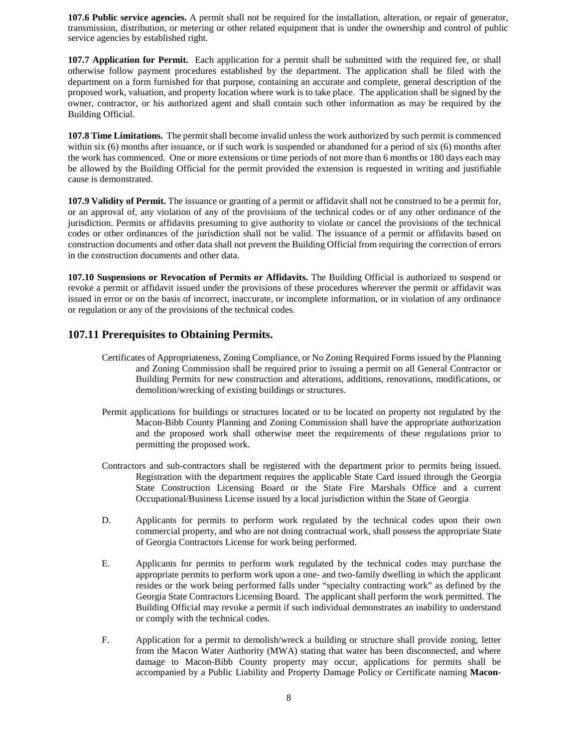**107.6 Public service agencies.** A permit shall not be required for the installation, alteration, or repair of generator, transmission, distribution, or metering or other related equipment that is under the ownership and control of public service agencies by established right.

**107.7 Application for Permit.** Each application for a permit shall be submitted with the required fee, or shall otherwise follow payment procedures established by the department. The application shall be filed with the department on a form furnished for that purpose, containing an accurate and complete, general description of the proposed work, valuation, and property location where work is to take place. The application shall be signed by the owner, contractor, or his authorized agent and shall contain such other information as may be required by the Building Official.

**107.8 Time Limitations.** The permit shall become invalid unless the work authorized by such permit is commenced within six (6) months after issuance, or if such work is suspended or abandoned for a period of six (6) months after the work has commenced. One or more extensions or time periods of not more than 6 months or 180 days each may be allowed by the Building Official for the permit provided the extension is requested in writing and justifiable cause is demonstrated.

**107.9 Validity of Permit.** The issuance or granting of a permit or affidavit shall not be construed to be a permit for, or an approval of, any violation of any of the provisions of the technical codes or of any other ordinance of the jurisdiction. Permits or affidavits presuming to give authority to violate or cancel the provisions of the technical codes or other ordinances of the jurisdiction shall not be valid. The issuance of a permit or affidavits based on construction documents and other data shall not prevent the Building Official from requiring the correction of errors in the construction documents and other data.

**107.10 Suspensions or Revocation of Permits or Affidavits.** The Building Official is authorized to suspend or revoke a permit or affidavit issued under the provisions of these procedures wherever the permit or affidavit was issued in error or on the basis of incorrect, inaccurate, or incomplete information, or in violation of any ordinance or regulation or any of the provisions of the technical codes.

## 107.11 Prerequisites to Obtaining Permits.

Certificates of Appropriateness, Zoning Compliance, or No Zoning Required Forms issued by the Planning and Zoning Commission shall be required prior to issuing a permit on all General Contractor or Building Permits for new construction and alterations, additions, renovations, modifications, or demolition/wrecking of existing buildings or structures.

Permit applications for buildings or structures located or to be located on property not regulated by the Macon-Bibb County Planning and Zoning Commission shall have the appropriate authorization and the proposed work shall otherwise meet the requirements of these regulations prior to permitting the proposed work.

Contractors and sub-contractors shall be registered with the department prior to permits being issued. Registration with the department requires the applicable State Card issued through the Georgia State Construction Licensing Board or the State Fire Marshals Office and a current Occupational/Business License issued by a local jurisdiction within the State of Georgia

D. Applicants for permits to perform work regulated by the technical codes upon their own commercial property, and who are not doing contractual work, shall possess the appropriate State of Georgia Contractors License for work being performed.

E. Applicants for permits to perform work regulated by the technical codes may purchase the appropriate permits to perform work upon a one- and two-family dwelling in which the applicant resides or the work being performed falls under "specialty contracting work" as defined by the Georgia State Contractors Licensing Board. The applicant shall perform the work permitted. The Building Official may revoke a permit if such individual demonstrates an inability to understand or comply with the technical codes.

F. Application for a permit to demolish/wreck a building or structure shall provide zoning, letter from the Macon Water Authority (MWA) stating that water has been disconnected, and where damage to Macon-Bibb County property may occur, applications for permits shall be accompanied by a Public Liability and Property Damage Policy or Certificate naming **Macon-**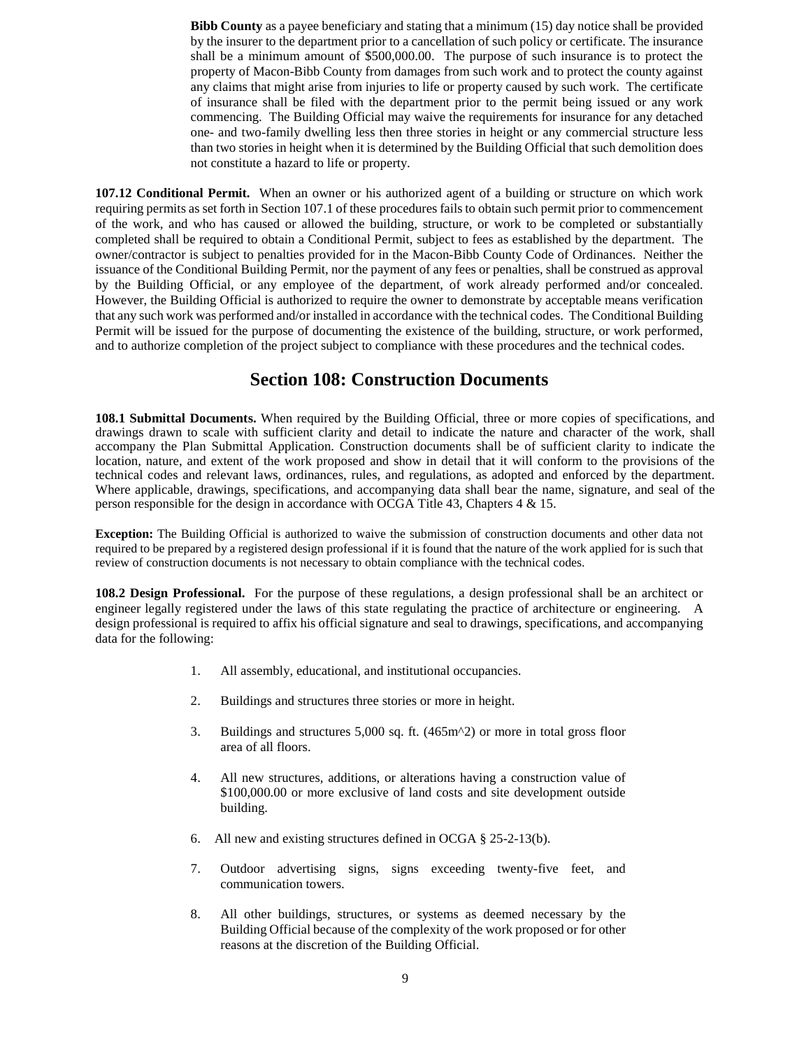**Bibb County** as a payee beneficiary and stating that a minimum (15) day notice shall be provided by the insurer to the department prior to a cancellation of such policy or certificate. The insurance shall be a minimum amount of $500,000.00. The purpose of such insurance is to protect the property of Macon-Bibb County from damages from such work and to protect the county against any claims that might arise from injuries to life or property caused by such work. The certificate of insurance shall be filed with the department prior to the permit being issued or any work commencing. The Building Official may waive the requirements for insurance for any detached one- and two-family dwelling less then three stories in height or any commercial structure less than two stories in height when it is determined by the Building Official that such demolition does not constitute a hazard to life or property.

**107.12 Conditional Permit.** When an owner or his authorized agent of a building or structure on which work requiring permits as set forth in Section 107.1 of these procedures fails to obtain such permit prior to commencement of the work, and who has caused or allowed the building, structure, or work to be completed or substantially completed shall be required to obtain a Conditional Permit, subject to fees as established by the department. The owner/contractor is subject to penalties provided for in the Macon-Bibb County Code of Ordinances. Neither the issuance of the Conditional Building Permit, nor the payment of any fees or penalties, shall be construed as approval by the Building Official, or any employee of the department, of work already performed and/or concealed. However, the Building Official is authorized to require the owner to demonstrate by acceptable means verification that any such work was performed and/or installed in accordance with the technical codes. The Conditional Building Permit will be issued for the purpose of documenting the existence of the building, structure, or work performed, and to authorize completion of the project subject to compliance with these procedures and the technical codes.

## Section 108: Construction Documents

**108.1 Submittal Documents.** When required by the Building Official, three or more copies of specifications, and drawings drawn to scale with sufficient clarity and detail to indicate the nature and character of the work, shall accompany the Plan Submittal Application. Construction documents shall be of sufficient clarity to indicate the location, nature, and extent of the work proposed and show in detail that it will conform to the provisions of the technical codes and relevant laws, ordinances, rules, and regulations, as adopted and enforced by the department. Where applicable, drawings, specifications, and accompanying data shall bear the name, signature, and seal of the person responsible for the design in accordance with OCGA Title 43, Chapters 4 & 15.

**Exception:** The Building Official is authorized to waive the submission of construction documents and other data not required to be prepared by a registered design professional if it is found that the nature of the work applied for is such that review of construction documents is not necessary to obtain compliance with the technical codes.

**108.2 Design Professional.** For the purpose of these regulations, a design professional shall be an architect or engineer legally registered under the laws of this state regulating the practice of architecture or engineering. A design professional is required to affix his official signature and seal to drawings, specifications, and accompanying data for the following:

1. All assembly, educational, and institutional occupancies.
2. Buildings and structures three stories or more in height.
3. Buildings and structures 5,000 sq. ft. (465m^2) or more in total gross floor area of all floors.
4. All new structures, additions, or alterations having a construction value of $100,000.00 or more exclusive of land costs and site development outside building.

6. All new and existing structures defined in OCGA § 25-2-13(b).
7. Outdoor advertising signs, signs exceeding twenty-five feet, and communication towers.
8. All other buildings, structures, or systems as deemed necessary by the Building Official because of the complexity of the work proposed or for other reasons at the discretion of the Building Official.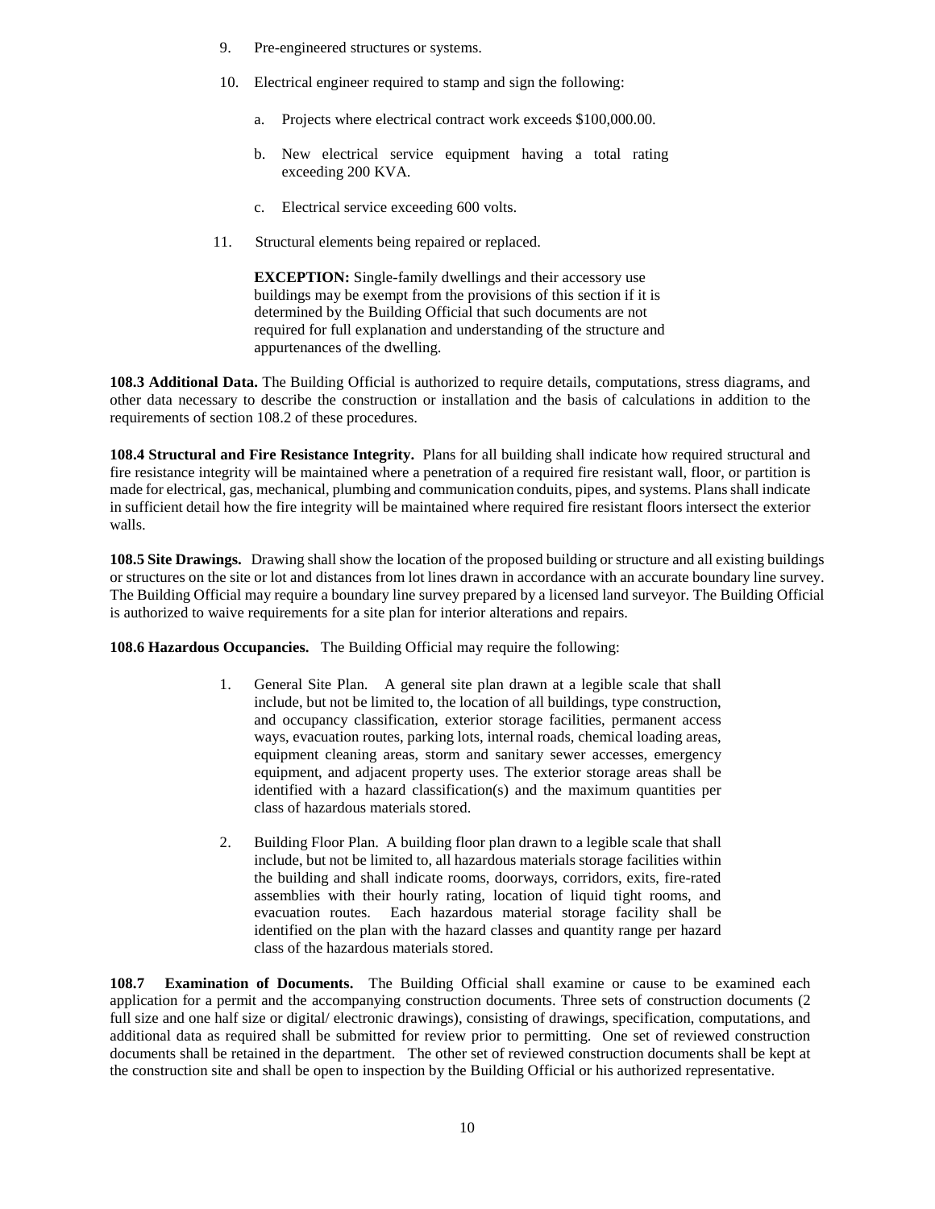9. Pre-engineered structures or systems.

10. Electrical engineer required to stamp and sign the following:

    a. Projects where electrical contract work exceeds $100,000.00.

    b. New electrical service equipment having a total rating exceeding 200 KVA.

    c. Electrical service exceeding 600 volts.

11. Structural elements being repaired or replaced.

    **EXCEPTION:** Single-family dwellings and their accessory use buildings may be exempt from the provisions of this section if it is determined by the Building Official that such documents are not required for full explanation and understanding of the structure and appurtenances of the dwelling.

**108.3 Additional Data.** The Building Official is authorized to require details, computations, stress diagrams, and other data necessary to describe the construction or installation and the basis of calculations in addition to the requirements of section 108.2 of these procedures.

**108.4 Structural and Fire Resistance Integrity.** Plans for all building shall indicate how required structural and fire resistance integrity will be maintained where a penetration of a required fire resistant wall, floor, or partition is made for electrical, gas, mechanical, plumbing and communication conduits, pipes, and systems. Plans shall indicate in sufficient detail how the fire integrity will be maintained where required fire resistant floors intersect the exterior walls.

**108.5 Site Drawings.** Drawing shall show the location of the proposed building or structure and all existing buildings or structures on the site or lot and distances from lot lines drawn in accordance with an accurate boundary line survey. The Building Official may require a boundary line survey prepared by a licensed land surveyor. The Building Official is authorized to waive requirements for a site plan for interior alterations and repairs.

**108.6 Hazardous Occupancies.** The Building Official may require the following:

1. General Site Plan. A general site plan drawn at a legible scale that shall include, but not be limited to, the location of all buildings, type construction, and occupancy classification, exterior storage facilities, permanent access ways, evacuation routes, parking lots, internal roads, chemical loading areas, equipment cleaning areas, storm and sanitary sewer accesses, emergency equipment, and adjacent property uses. The exterior storage areas shall be identified with a hazard classification(s) and the maximum quantities per class of hazardous materials stored.

2. Building Floor Plan. A building floor plan drawn to a legible scale that shall include, but not be limited to, all hazardous materials storage facilities within the building and shall indicate rooms, doorways, corridors, exits, fire-rated assemblies with their hourly rating, location of liquid tight rooms, and evacuation routes. Each hazardous material storage facility shall be identified on the plan with the hazard classes and quantity range per hazard class of the hazardous materials stored.

**108.7 Examination of Documents.** The Building Official shall examine or cause to be examined each application for a permit and the accompanying construction documents. Three sets of construction documents (2 full size and one half size or digital/ electronic drawings), consisting of drawings, specification, computations, and additional data as required shall be submitted for review prior to permitting. One set of reviewed construction documents shall be retained in the department. The other set of reviewed construction documents shall be kept at the construction site and shall be open to inspection by the Building Official or his authorized representative.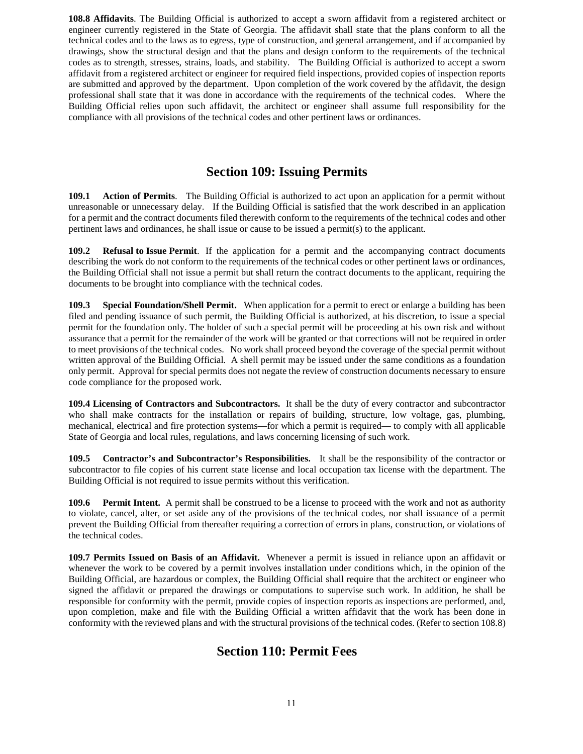**108.8 Affidavits**. The Building Official is authorized to accept a sworn affidavit from a registered architect or engineer currently registered in the State of Georgia. The affidavit shall state that the plans conform to all the technical codes and to the laws as to egress, type of construction, and general arrangement, and if accompanied by drawings, show the structural design and that the plans and design conform to the requirements of the technical codes as to strength, stresses, strains, loads, and stability. The Building Official is authorized to accept a sworn affidavit from a registered architect or engineer for required field inspections, provided copies of inspection reports are submitted and approved by the department. Upon completion of the work covered by the affidavit, the design professional shall state that it was done in accordance with the requirements of the technical codes. Where the Building Official relies upon such affidavit, the architect or engineer shall assume full responsibility for the compliance with all provisions of the technical codes and other pertinent laws or ordinances.

## Section 109: Issuing Permits

**109.1 Action of Permits**. The Building Official is authorized to act upon an application for a permit without unreasonable or unnecessary delay. If the Building Official is satisfied that the work described in an application for a permit and the contract documents filed therewith conform to the requirements of the technical codes and other pertinent laws and ordinances, he shall issue or cause to be issued a permit(s) to the applicant.

**109.2 Refusal to Issue Permit**. If the application for a permit and the accompanying contract documents describing the work do not conform to the requirements of the technical codes or other pertinent laws or ordinances, the Building Official shall not issue a permit but shall return the contract documents to the applicant, requiring the documents to be brought into compliance with the technical codes.

**109.3 Special Foundation/Shell Permit.** When application for a permit to erect or enlarge a building has been filed and pending issuance of such permit, the Building Official is authorized, at his discretion, to issue a special permit for the foundation only. The holder of such a special permit will be proceeding at his own risk and without assurance that a permit for the remainder of the work will be granted or that corrections will not be required in order to meet provisions of the technical codes. No work shall proceed beyond the coverage of the special permit without written approval of the Building Official. A shell permit may be issued under the same conditions as a foundation only permit. Approval for special permits does not negate the review of construction documents necessary to ensure code compliance for the proposed work.

**109.4 Licensing of Contractors and Subcontractors.** It shall be the duty of every contractor and subcontractor who shall make contracts for the installation or repairs of building, structure, low voltage, gas, plumbing, mechanical, electrical and fire protection systems—for which a permit is required— to comply with all applicable State of Georgia and local rules, regulations, and laws concerning licensing of such work.

**109.5 Contractor's and Subcontractor's Responsibilities.** It shall be the responsibility of the contractor or subcontractor to file copies of his current state license and local occupation tax license with the department. The Building Official is not required to issue permits without this verification.

**109.6 Permit Intent.** A permit shall be construed to be a license to proceed with the work and not as authority to violate, cancel, alter, or set aside any of the provisions of the technical codes, nor shall issuance of a permit prevent the Building Official from thereafter requiring a correction of errors in plans, construction, or violations of the technical codes.

**109.7 Permits Issued on Basis of an Affidavit.** Whenever a permit is issued in reliance upon an affidavit or whenever the work to be covered by a permit involves installation under conditions which, in the opinion of the Building Official, are hazardous or complex, the Building Official shall require that the architect or engineer who signed the affidavit or prepared the drawings or computations to supervise such work. In addition, he shall be responsible for conformity with the permit, provide copies of inspection reports as inspections are performed, and, upon completion, make and file with the Building Official a written affidavit that the work has been done in conformity with the reviewed plans and with the structural provisions of the technical codes. (Refer to section 108.8)

## Section 110: Permit Fees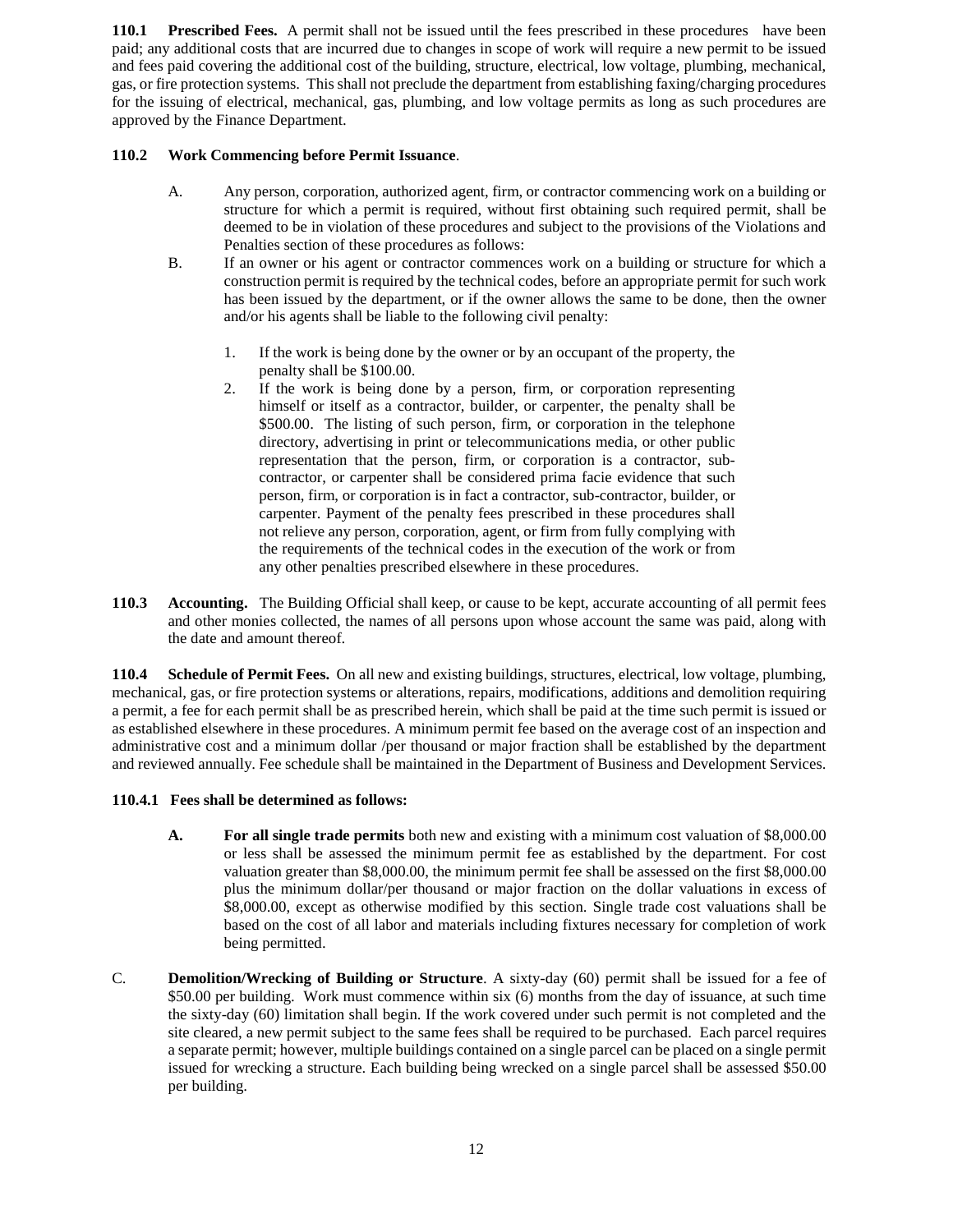**110.1 Prescribed Fees.** A permit shall not be issued until the fees prescribed in these procedures have been paid; any additional costs that are incurred due to changes in scope of work will require a new permit to be issued and fees paid covering the additional cost of the building, structure, electrical, low voltage, plumbing, mechanical, gas, or fire protection systems. This shall not preclude the department from establishing faxing/charging procedures for the issuing of electrical, mechanical, gas, plumbing, and low voltage permits as long as such procedures are approved by the Finance Department.

**110.2 Work Commencing before Permit Issuance**.

A. Any person, corporation, authorized agent, firm, or contractor commencing work on a building or structure for which a permit is required, without first obtaining such required permit, shall be deemed to be in violation of these procedures and subject to the provisions of the Violations and Penalties section of these procedures as follows:

B. If an owner or his agent or contractor commences work on a building or structure for which a construction permit is required by the technical codes, before an appropriate permit for such work has been issued by the department, or if the owner allows the same to be done, then the owner and/or his agents shall be liable to the following civil penalty:

1. If the work is being done by the owner or by an occupant of the property, the penalty shall be $100.00.
2. If the work is being done by a person, firm, or corporation representing himself or itself as a contractor, builder, or carpenter, the penalty shall be $500.00. The listing of such person, firm, or corporation in the telephone directory, advertising in print or telecommunications media, or other public representation that the person, firm, or corporation is a contractor, sub-contractor, or carpenter shall be considered prima facie evidence that such person, firm, or corporation is in fact a contractor, sub-contractor, builder, or carpenter. Payment of the penalty fees prescribed in these procedures shall not relieve any person, corporation, agent, or firm from fully complying with the requirements of the technical codes in the execution of the work or from any other penalties prescribed elsewhere in these procedures.

**110.3 Accounting.** The Building Official shall keep, or cause to be kept, accurate accounting of all permit fees and other monies collected, the names of all persons upon whose account the same was paid, along with the date and amount thereof.

**110.4 Schedule of Permit Fees.** On all new and existing buildings, structures, electrical, low voltage, plumbing, mechanical, gas, or fire protection systems or alterations, repairs, modifications, additions and demolition requiring a permit, a fee for each permit shall be as prescribed herein, which shall be paid at the time such permit is issued or as established elsewhere in these procedures. A minimum permit fee based on the average cost of an inspection and administrative cost and a minimum dollar /per thousand or major fraction shall be established by the department and reviewed annually. Fee schedule shall be maintained in the Department of Business and Development Services.

**110.4.1 Fees shall be determined as follows:**

**A. For all single trade permits** both new and existing with a minimum cost valuation of $8,000.00 or less shall be assessed the minimum permit fee as established by the department. For cost valuation greater than $8,000.00, the minimum permit fee shall be assessed on the first $8,000.00 plus the minimum dollar/per thousand or major fraction on the dollar valuations in excess of $8,000.00, except as otherwise modified by this section. Single trade cost valuations shall be based on the cost of all labor and materials including fixtures necessary for completion of work being permitted.

C. **Demolition/Wrecking of Building or Structure**. A sixty-day (60) permit shall be issued for a fee of $50.00 per building. Work must commence within six (6) months from the day of issuance, at such time the sixty-day (60) limitation shall begin. If the work covered under such permit is not completed and the site cleared, a new permit subject to the same fees shall be required to be purchased. Each parcel requires a separate permit; however, multiple buildings contained on a single parcel can be placed on a single permit issued for wrecking a structure. Each building being wrecked on a single parcel shall be assessed $50.00 per building.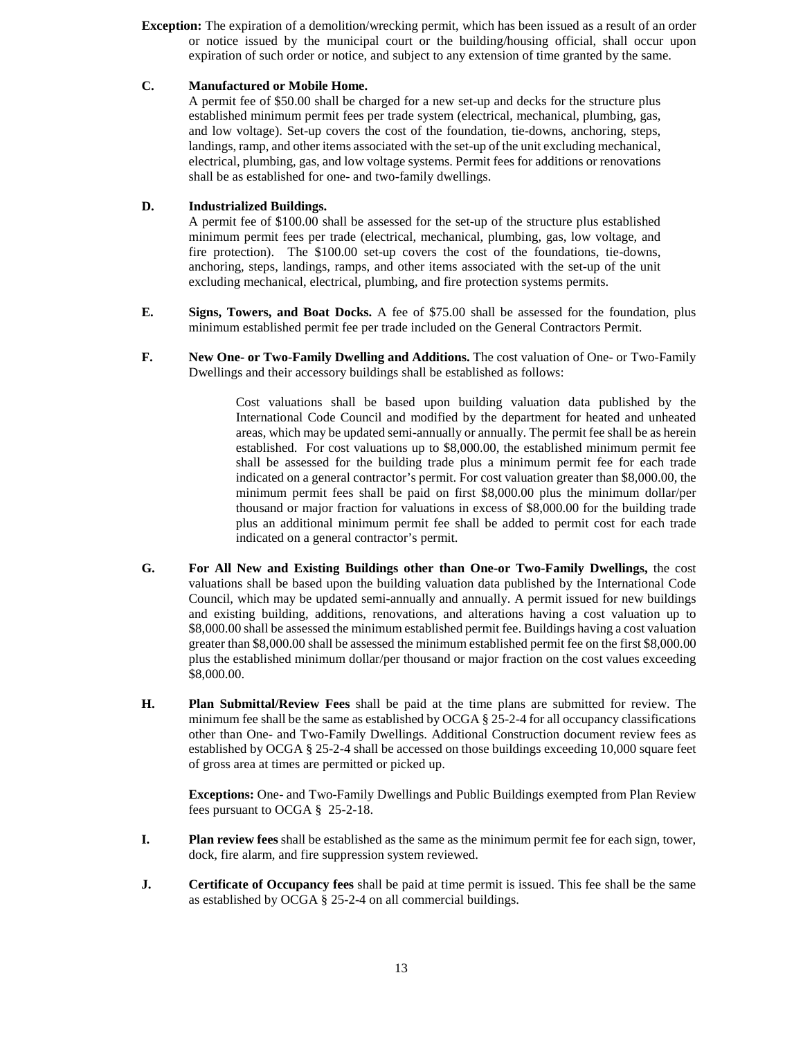**Exception:** The expiration of a demolition/wrecking permit, which has been issued as a result of an order or notice issued by the municipal court or the building/housing official, shall occur upon expiration of such order or notice, and subject to any extension of time granted by the same.

**C. Manufactured or Mobile Home.**

A permit fee of $50.00 shall be charged for a new set-up and decks for the structure plus established minimum permit fees per trade system (electrical, mechanical, plumbing, gas, and low voltage). Set-up covers the cost of the foundation, tie-downs, anchoring, steps, landings, ramp, and other items associated with the set-up of the unit excluding mechanical, electrical, plumbing, gas, and low voltage systems. Permit fees for additions or renovations shall be as established for one- and two-family dwellings.

**D. Industrialized Buildings.**

A permit fee of $100.00 shall be assessed for the set-up of the structure plus established minimum permit fees per trade (electrical, mechanical, plumbing, gas, low voltage, and fire protection). The $100.00 set-up covers the cost of the foundations, tie-downs, anchoring, steps, landings, ramps, and other items associated with the set-up of the unit excluding mechanical, electrical, plumbing, and fire protection systems permits.

**E. Signs, Towers, and Boat Docks.** A fee of $75.00 shall be assessed for the foundation, plus minimum established permit fee per trade included on the General Contractors Permit.

**F. New One- or Two-Family Dwelling and Additions.** The cost valuation of One- or Two-Family Dwellings and their accessory buildings shall be established as follows:

> Cost valuations shall be based upon building valuation data published by the International Code Council and modified by the department for heated and unheated areas, which may be updated semi-annually or annually. The permit fee shall be as herein established. For cost valuations up to $8,000.00, the established minimum permit fee shall be assessed for the building trade plus a minimum permit fee for each trade indicated on a general contractor's permit. For cost valuation greater than $8,000.00, the minimum permit fees shall be paid on first $8,000.00 plus the minimum dollar/per thousand or major fraction for valuations in excess of $8,000.00 for the building trade plus an additional minimum permit fee shall be added to permit cost for each trade indicated on a general contractor's permit.

**G. For All New and Existing Buildings other than One-or Two-Family Dwellings,** the cost valuations shall be based upon the building valuation data published by the International Code Council, which may be updated semi-annually and annually. A permit issued for new buildings and existing building, additions, renovations, and alterations having a cost valuation up to $8,000.00 shall be assessed the minimum established permit fee. Buildings having a cost valuation greater than $8,000.00 shall be assessed the minimum established permit fee on the first $8,000.00 plus the established minimum dollar/per thousand or major fraction on the cost values exceeding $8,000.00.

**H. Plan Submittal/Review Fees** shall be paid at the time plans are submitted for review. The minimum fee shall be the same as established by OCGA § 25-2-4 for all occupancy classifications other than One- and Two-Family Dwellings. Additional Construction document review fees as established by OCGA § 25-2-4 shall be accessed on those buildings exceeding 10,000 square feet of gross area at times are permitted or picked up.

**Exceptions:** One- and Two-Family Dwellings and Public Buildings exempted from Plan Review fees pursuant to OCGA § 25-2-18.

**I. Plan review fees** shall be established as the same as the minimum permit fee for each sign, tower, dock, fire alarm, and fire suppression system reviewed.

**J. Certificate of Occupancy fees** shall be paid at time permit is issued. This fee shall be the same as established by OCGA § 25-2-4 on all commercial buildings.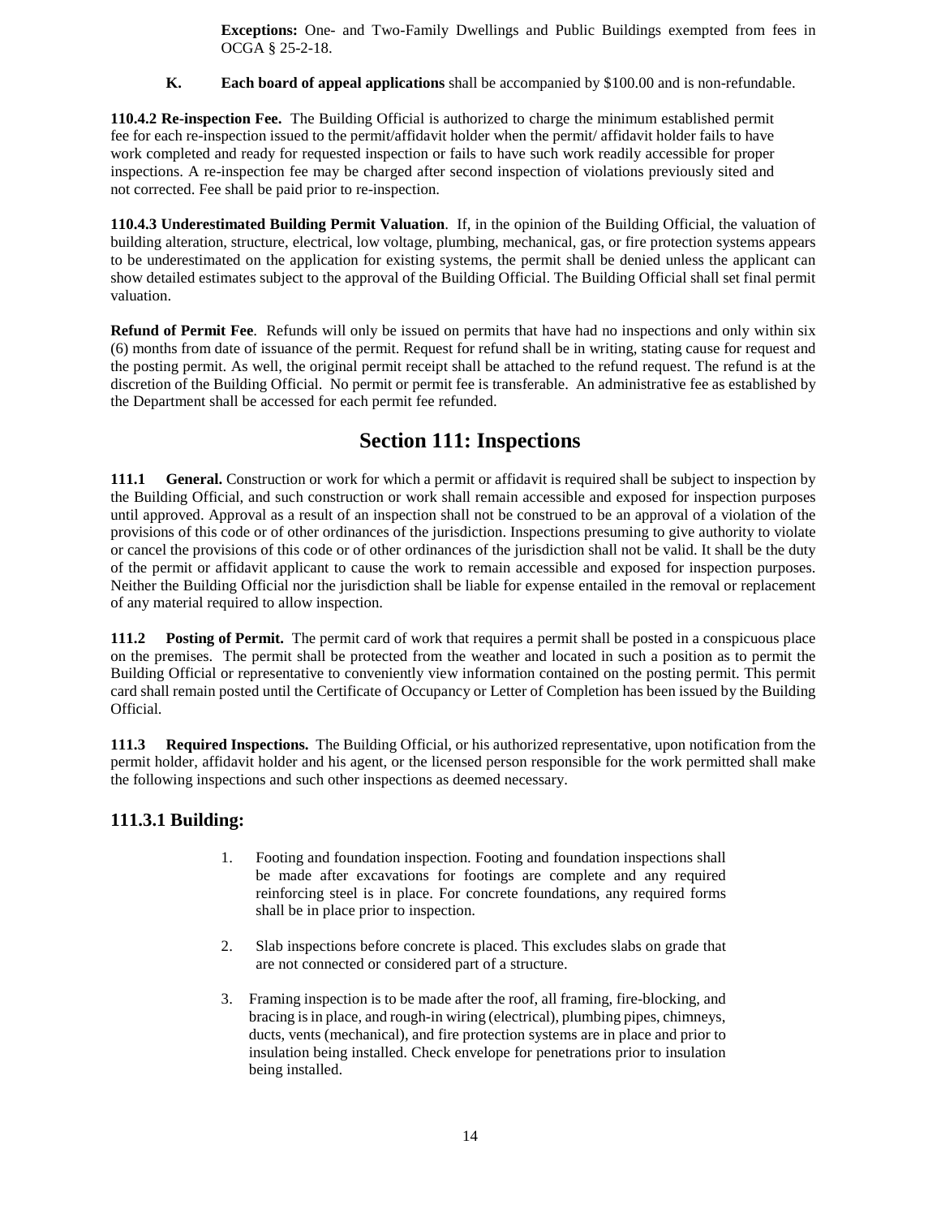**Exceptions:** One- and Two-Family Dwellings and Public Buildings exempted from fees in OCGA § 25-2-18.

**K. Each board of appeal applications** shall be accompanied by $100.00 and is non-refundable.

**110.4.2 Re-inspection Fee.** The Building Official is authorized to charge the minimum established permit fee for each re-inspection issued to the permit/affidavit holder when the permit/ affidavit holder fails to have work completed and ready for requested inspection or fails to have such work readily accessible for proper inspections. A re-inspection fee may be charged after second inspection of violations previously sited and not corrected. Fee shall be paid prior to re-inspection.

**110.4.3 Underestimated Building Permit Valuation**. If, in the opinion of the Building Official, the valuation of building alteration, structure, electrical, low voltage, plumbing, mechanical, gas, or fire protection systems appears to be underestimated on the application for existing systems, the permit shall be denied unless the applicant can show detailed estimates subject to the approval of the Building Official. The Building Official shall set final permit valuation.

**Refund of Permit Fee**. Refunds will only be issued on permits that have had no inspections and only within six (6) months from date of issuance of the permit. Request for refund shall be in writing, stating cause for request and the posting permit. As well, the original permit receipt shall be attached to the refund request. The refund is at the discretion of the Building Official. No permit or permit fee is transferable. An administrative fee as established by the Department shall be accessed for each permit fee refunded.

## Section 111: Inspections

**111.1 General.** Construction or work for which a permit or affidavit is required shall be subject to inspection by the Building Official, and such construction or work shall remain accessible and exposed for inspection purposes until approved. Approval as a result of an inspection shall not be construed to be an approval of a violation of the provisions of this code or of other ordinances of the jurisdiction. Inspections presuming to give authority to violate or cancel the provisions of this code or of other ordinances of the jurisdiction shall not be valid. It shall be the duty of the permit or affidavit applicant to cause the work to remain accessible and exposed for inspection purposes. Neither the Building Official nor the jurisdiction shall be liable for expense entailed in the removal or replacement of any material required to allow inspection.

**111.2 Posting of Permit.** The permit card of work that requires a permit shall be posted in a conspicuous place on the premises. The permit shall be protected from the weather and located in such a position as to permit the Building Official or representative to conveniently view information contained on the posting permit. This permit card shall remain posted until the Certificate of Occupancy or Letter of Completion has been issued by the Building Official.

**111.3 Required Inspections.** The Building Official, or his authorized representative, upon notification from the permit holder, affidavit holder and his agent, or the licensed person responsible for the work permitted shall make the following inspections and such other inspections as deemed necessary.

### 111.3.1 Building:

1. Footing and foundation inspection. Footing and foundation inspections shall be made after excavations for footings are complete and any required reinforcing steel is in place. For concrete foundations, any required forms shall be in place prior to inspection.

2. Slab inspections before concrete is placed. This excludes slabs on grade that are not connected or considered part of a structure.

3. Framing inspection is to be made after the roof, all framing, fire-blocking, and bracing is in place, and rough-in wiring (electrical), plumbing pipes, chimneys, ducts, vents (mechanical), and fire protection systems are in place and prior to insulation being installed. Check envelope for penetrations prior to insulation being installed.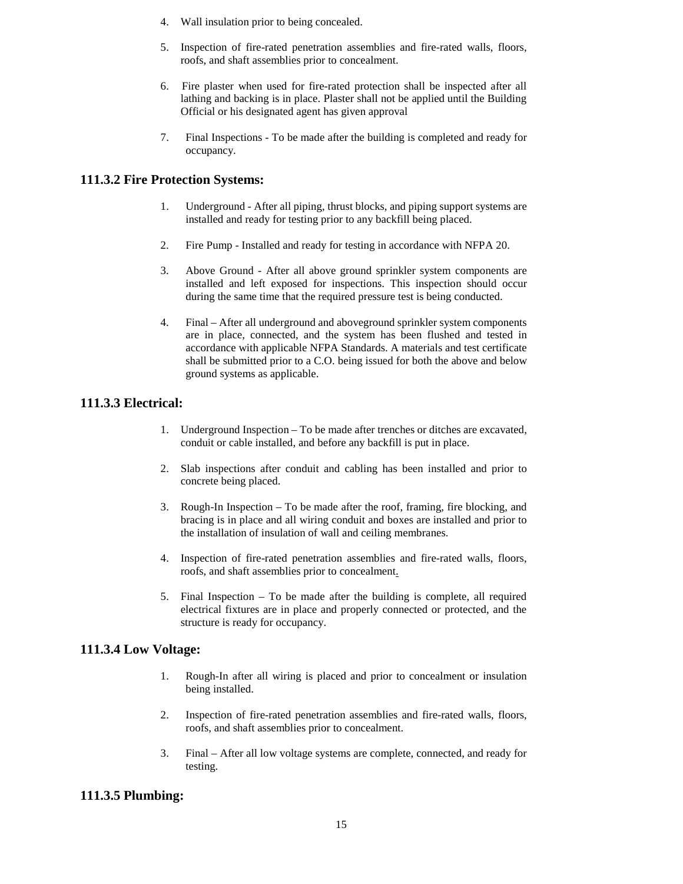4. Wall insulation prior to being concealed.

5. Inspection of fire-rated penetration assemblies and fire-rated walls, floors, roofs, and shaft assemblies prior to concealment.

6. Fire plaster when used for fire-rated protection shall be inspected after all lathing and backing is in place. Plaster shall not be applied until the Building Official or his designated agent has given approval

7. Final Inspections - To be made after the building is completed and ready for occupancy.

### 111.3.2 Fire Protection Systems:

1. Underground - After all piping, thrust blocks, and piping support systems are installed and ready for testing prior to any backfill being placed.

2. Fire Pump - Installed and ready for testing in accordance with NFPA 20.

3. Above Ground - After all above ground sprinkler system components are installed and left exposed for inspections. This inspection should occur during the same time that the required pressure test is being conducted.

4. Final – After all underground and aboveground sprinkler system components are in place, connected, and the system has been flushed and tested in accordance with applicable NFPA Standards. A materials and test certificate shall be submitted prior to a C.O. being issued for both the above and below ground systems as applicable.

### 111.3.3 Electrical:

1. Underground Inspection – To be made after trenches or ditches are excavated, conduit or cable installed, and before any backfill is put in place.

2. Slab inspections after conduit and cabling has been installed and prior to concrete being placed.

3. Rough-In Inspection – To be made after the roof, framing, fire blocking, and bracing is in place and all wiring conduit and boxes are installed and prior to the installation of insulation of wall and ceiling membranes.

4. Inspection of fire-rated penetration assemblies and fire-rated walls, floors, roofs, and shaft assemblies prior to concealment.

5. Final Inspection – To be made after the building is complete, all required electrical fixtures are in place and properly connected or protected, and the structure is ready for occupancy.

### 111.3.4 Low Voltage:

1. Rough-In after all wiring is placed and prior to concealment or insulation being installed.

2. Inspection of fire-rated penetration assemblies and fire-rated walls, floors, roofs, and shaft assemblies prior to concealment.

3. Final – After all low voltage systems are complete, connected, and ready for testing.

### 111.3.5 Plumbing: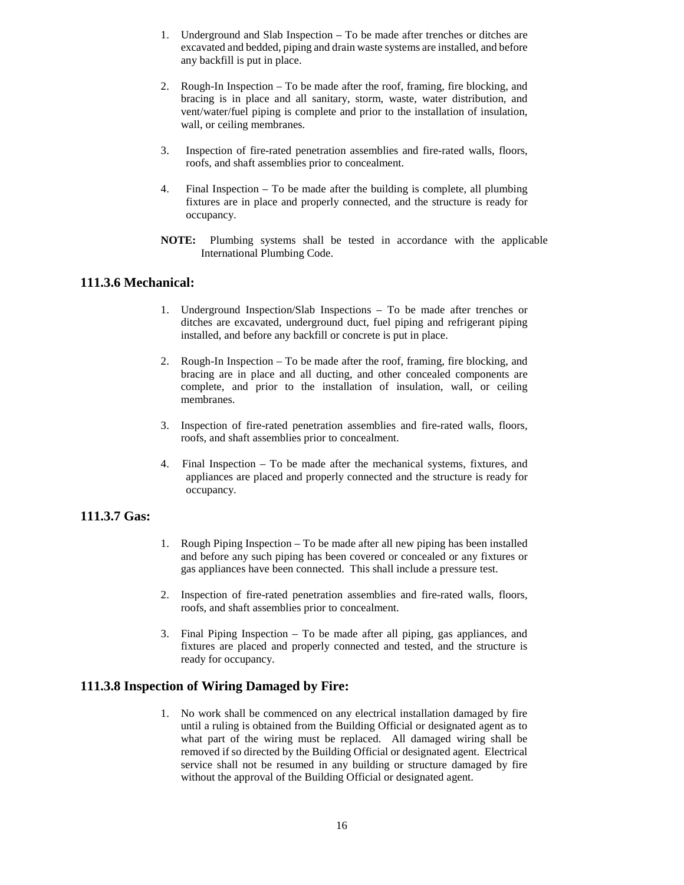1. Underground and Slab Inspection – To be made after trenches or ditches are excavated and bedded, piping and drain waste systems are installed, and before any backfill is put in place.

2. Rough-In Inspection – To be made after the roof, framing, fire blocking, and bracing is in place and all sanitary, storm, waste, water distribution, and vent/water/fuel piping is complete and prior to the installation of insulation, wall, or ceiling membranes.

3. Inspection of fire-rated penetration assemblies and fire-rated walls, floors, roofs, and shaft assemblies prior to concealment.

4. Final Inspection – To be made after the building is complete, all plumbing fixtures are in place and properly connected, and the structure is ready for occupancy.

**NOTE:** Plumbing systems shall be tested in accordance with the applicable International Plumbing Code.

## 111.3.6 Mechanical:

1. Underground Inspection/Slab Inspections – To be made after trenches or ditches are excavated, underground duct, fuel piping and refrigerant piping installed, and before any backfill or concrete is put in place.

2. Rough-In Inspection – To be made after the roof, framing, fire blocking, and bracing are in place and all ducting, and other concealed components are complete, and prior to the installation of insulation, wall, or ceiling membranes.

3. Inspection of fire-rated penetration assemblies and fire-rated walls, floors, roofs, and shaft assemblies prior to concealment.

4. Final Inspection – To be made after the mechanical systems, fixtures, and appliances are placed and properly connected and the structure is ready for occupancy.

## 111.3.7 Gas:

1. Rough Piping Inspection – To be made after all new piping has been installed and before any such piping has been covered or concealed or any fixtures or gas appliances have been connected. This shall include a pressure test.

2. Inspection of fire-rated penetration assemblies and fire-rated walls, floors, roofs, and shaft assemblies prior to concealment.

3. Final Piping Inspection – To be made after all piping, gas appliances, and fixtures are placed and properly connected and tested, and the structure is ready for occupancy.

## 111.3.8 Inspection of Wiring Damaged by Fire:

1. No work shall be commenced on any electrical installation damaged by fire until a ruling is obtained from the Building Official or designated agent as to what part of the wiring must be replaced. All damaged wiring shall be removed if so directed by the Building Official or designated agent. Electrical service shall not be resumed in any building or structure damaged by fire without the approval of the Building Official or designated agent.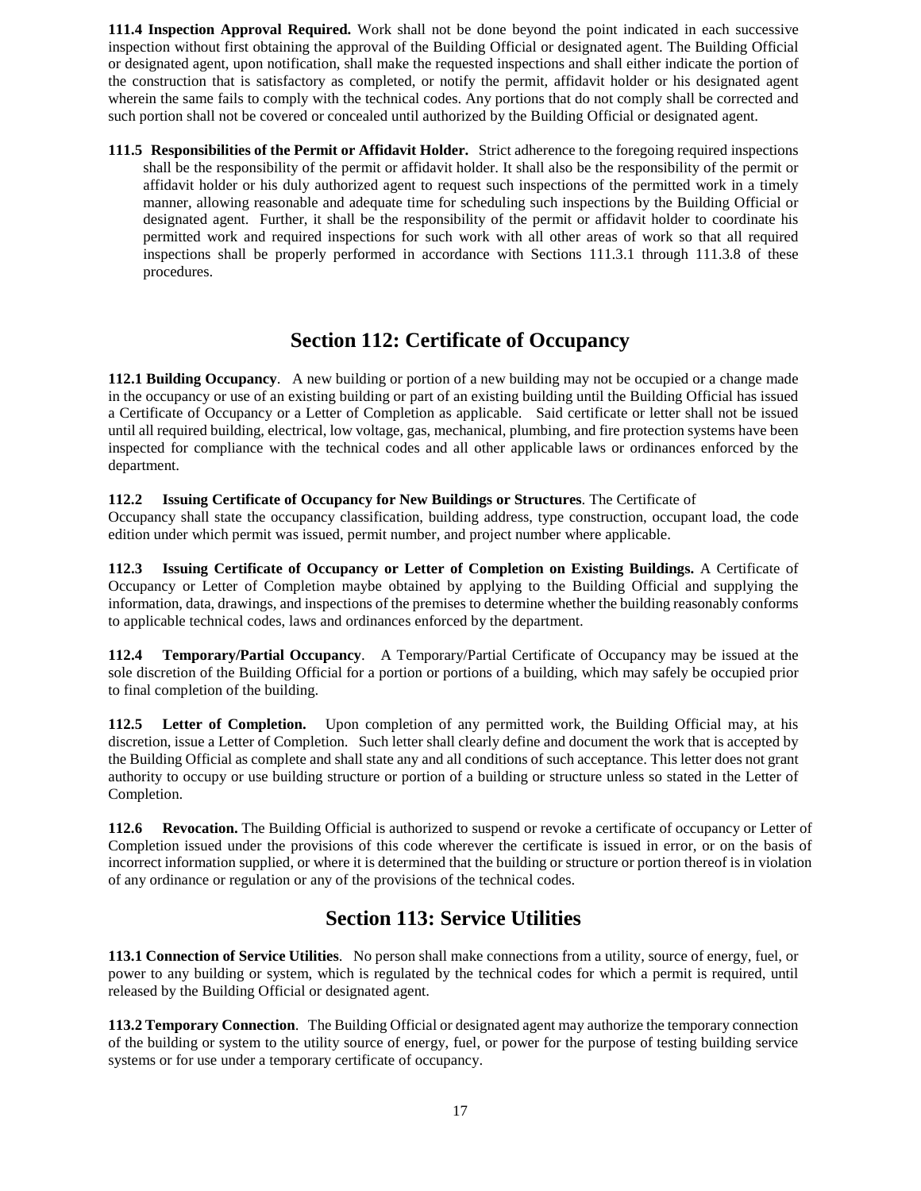**111.4 Inspection Approval Required.** Work shall not be done beyond the point indicated in each successive inspection without first obtaining the approval of the Building Official or designated agent. The Building Official or designated agent, upon notification, shall make the requested inspections and shall either indicate the portion of the construction that is satisfactory as completed, or notify the permit, affidavit holder or his designated agent wherein the same fails to comply with the technical codes. Any portions that do not comply shall be corrected and such portion shall not be covered or concealed until authorized by the Building Official or designated agent.

**111.5 Responsibilities of the Permit or Affidavit Holder.** Strict adherence to the foregoing required inspections shall be the responsibility of the permit or affidavit holder. It shall also be the responsibility of the permit or affidavit holder or his duly authorized agent to request such inspections of the permitted work in a timely manner, allowing reasonable and adequate time for scheduling such inspections by the Building Official or designated agent. Further, it shall be the responsibility of the permit or affidavit holder to coordinate his permitted work and required inspections for such work with all other areas of work so that all required inspections shall be properly performed in accordance with Sections 111.3.1 through 111.3.8 of these procedures.

## Section 112: Certificate of Occupancy

**112.1 Building Occupancy**. A new building or portion of a new building may not be occupied or a change made in the occupancy or use of an existing building or part of an existing building until the Building Official has issued a Certificate of Occupancy or a Letter of Completion as applicable. Said certificate or letter shall not be issued until all required building, electrical, low voltage, gas, mechanical, plumbing, and fire protection systems have been inspected for compliance with the technical codes and all other applicable laws or ordinances enforced by the department.

**112.2 Issuing Certificate of Occupancy for New Buildings or Structures**. The Certificate of Occupancy shall state the occupancy classification, building address, type construction, occupant load, the code edition under which permit was issued, permit number, and project number where applicable.

**112.3 Issuing Certificate of Occupancy or Letter of Completion on Existing Buildings.** A Certificate of Occupancy or Letter of Completion maybe obtained by applying to the Building Official and supplying the information, data, drawings, and inspections of the premises to determine whether the building reasonably conforms to applicable technical codes, laws and ordinances enforced by the department.

**112.4 Temporary/Partial Occupancy**. A Temporary/Partial Certificate of Occupancy may be issued at the sole discretion of the Building Official for a portion or portions of a building, which may safely be occupied prior to final completion of the building.

**112.5 Letter of Completion.** Upon completion of any permitted work, the Building Official may, at his discretion, issue a Letter of Completion. Such letter shall clearly define and document the work that is accepted by the Building Official as complete and shall state any and all conditions of such acceptance. This letter does not grant authority to occupy or use building structure or portion of a building or structure unless so stated in the Letter of Completion.

**112.6 Revocation.** The Building Official is authorized to suspend or revoke a certificate of occupancy or Letter of Completion issued under the provisions of this code wherever the certificate is issued in error, or on the basis of incorrect information supplied, or where it is determined that the building or structure or portion thereof is in violation of any ordinance or regulation or any of the provisions of the technical codes.

## Section 113: Service Utilities

**113.1 Connection of Service Utilities**. No person shall make connections from a utility, source of energy, fuel, or power to any building or system, which is regulated by the technical codes for which a permit is required, until released by the Building Official or designated agent.

**113.2 Temporary Connection**. The Building Official or designated agent may authorize the temporary connection of the building or system to the utility source of energy, fuel, or power for the purpose of testing building service systems or for use under a temporary certificate of occupancy.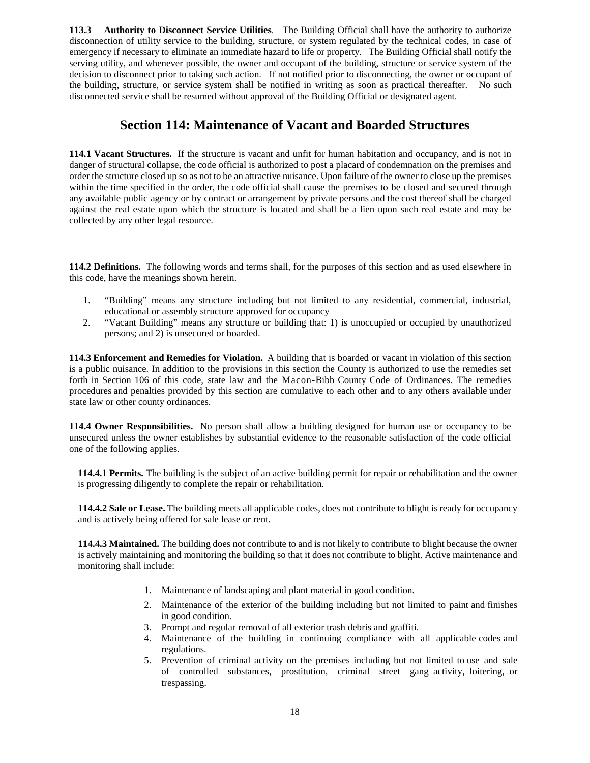**113.3 Authority to Disconnect Service Utilities**. The Building Official shall have the authority to authorize disconnection of utility service to the building, structure, or system regulated by the technical codes, in case of emergency if necessary to eliminate an immediate hazard to life or property. The Building Official shall notify the serving utility, and whenever possible, the owner and occupant of the building, structure or service system of the decision to disconnect prior to taking such action. If not notified prior to disconnecting, the owner or occupant of the building, structure, or service system shall be notified in writing as soon as practical thereafter. No such disconnected service shall be resumed without approval of the Building Official or designated agent.

## Section 114: Maintenance of Vacant and Boarded Structures

**114.1 Vacant Structures.** If the structure is vacant and unfit for human habitation and occupancy, and is not in danger of structural collapse, the code official is authorized to post a placard of condemnation on the premises and order the structure closed up so as not to be an attractive nuisance. Upon failure of the owner to close up the premises within the time specified in the order, the code official shall cause the premises to be closed and secured through any available public agency or by contract or arrangement by private persons and the cost thereof shall be charged against the real estate upon which the structure is located and shall be a lien upon such real estate and may be collected by any other legal resource.

**114.2 Definitions.** The following words and terms shall, for the purposes of this section and as used elsewhere in this code, have the meanings shown herein.

1. "Building" means any structure including but not limited to any residential, commercial, industrial, educational or assembly structure approved for occupancy
2. "Vacant Building" means any structure or building that: 1) is unoccupied or occupied by unauthorized persons; and 2) is unsecured or boarded.

**114.3 Enforcement and Remedies for Violation.** A building that is boarded or vacant in violation of this section is a public nuisance. In addition to the provisions in this section the County is authorized to use the remedies set forth in Section 106 of this code, state law and the Macon-Bibb County Code of Ordinances. The remedies procedures and penalties provided by this section are cumulative to each other and to any others available under state law or other county ordinances.

**114.4 Owner Responsibilities.** No person shall allow a building designed for human use or occupancy to be unsecured unless the owner establishes by substantial evidence to the reasonable satisfaction of the code official one of the following applies.

**114.4.1 Permits.** The building is the subject of an active building permit for repair or rehabilitation and the owner is progressing diligently to complete the repair or rehabilitation.

**114.4.2 Sale or Lease.** The building meets all applicable codes, does not contribute to blight is ready for occupancy and is actively being offered for sale lease or rent.

**114.4.3 Maintained.** The building does not contribute to and is not likely to contribute to blight because the owner is actively maintaining and monitoring the building so that it does not contribute to blight. Active maintenance and monitoring shall include:

1. Maintenance of landscaping and plant material in good condition.
2. Maintenance of the exterior of the building including but not limited to paint and finishes in good condition.
3. Prompt and regular removal of all exterior trash debris and graffiti.
4. Maintenance of the building in continuing compliance with all applicable codes and regulations.
5. Prevention of criminal activity on the premises including but not limited to use and sale of controlled substances, prostitution, criminal street gang activity, loitering, or trespassing.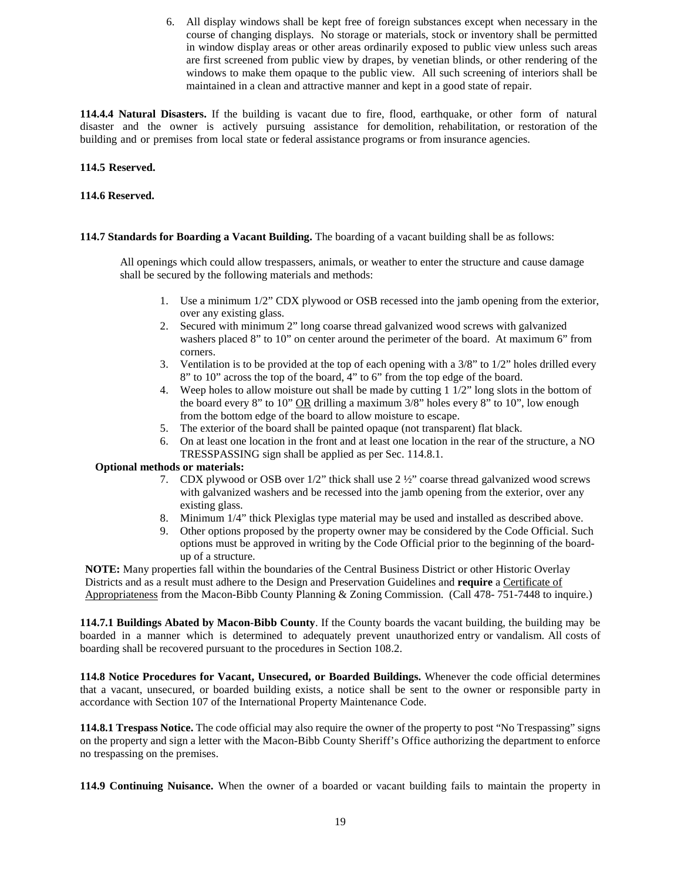6. All display windows shall be kept free of foreign substances except when necessary in the course of changing displays. No storage or materials, stock or inventory shall be permitted in window display areas or other areas ordinarily exposed to public view unless such areas are first screened from public view by drapes, by venetian blinds, or other rendering of the windows to make them opaque to the public view. All such screening of interiors shall be maintained in a clean and attractive manner and kept in a good state of repair.

**114.4.4 Natural Disasters.** If the building is vacant due to fire, flood, earthquake, or other form of natural disaster and the owner is actively pursuing assistance for demolition, rehabilitation, or restoration of the building and or premises from local state or federal assistance programs or from insurance agencies.

**114.5 Reserved.**

**114.6 Reserved.**

**114.7 Standards for Boarding a Vacant Building.** The boarding of a vacant building shall be as follows:

All openings which could allow trespassers, animals, or weather to enter the structure and cause damage shall be secured by the following materials and methods:

1. Use a minimum 1/2" CDX plywood or OSB recessed into the jamb opening from the exterior, over any existing glass.
2. Secured with minimum 2" long coarse thread galvanized wood screws with galvanized washers placed 8" to 10" on center around the perimeter of the board. At maximum 6" from corners.
3. Ventilation is to be provided at the top of each opening with a 3/8" to 1/2" holes drilled every 8" to 10" across the top of the board, 4" to 6" from the top edge of the board.
4. Weep holes to allow moisture out shall be made by cutting 1 1/2" long slots in the bottom of the board every 8" to 10" OR drilling a maximum 3/8" holes every 8" to 10", low enough from the bottom edge of the board to allow moisture to escape.
5. The exterior of the board shall be painted opaque (not transparent) flat black.
6. On at least one location in the front and at least one location in the rear of the structure, a NO TRESSPASSING sign shall be applied as per Sec. 114.8.1.

**Optional methods or materials:**

7. CDX plywood or OSB over 1/2" thick shall use 2 ½" coarse thread galvanized wood screws with galvanized washers and be recessed into the jamb opening from the exterior, over any existing glass.
8. Minimum 1/4" thick Plexiglas type material may be used and installed as described above.
9. Other options proposed by the property owner may be considered by the Code Official. Such options must be approved in writing by the Code Official prior to the beginning of the board-up of a structure.

**NOTE:** Many properties fall within the boundaries of the Central Business District or other Historic Overlay Districts and as a result must adhere to the Design and Preservation Guidelines and **require** a Certificate of Appropriateness from the Macon-Bibb County Planning & Zoning Commission. (Call 478- 751-7448 to inquire.)

**114.7.1 Buildings Abated by Macon-Bibb County**. If the County boards the vacant building, the building may be boarded in a manner which is determined to adequately prevent unauthorized entry or vandalism. All costs of boarding shall be recovered pursuant to the procedures in Section 108.2.

**114.8 Notice Procedures for Vacant, Unsecured, or Boarded Buildings.** Whenever the code official determines that a vacant, unsecured, or boarded building exists, a notice shall be sent to the owner or responsible party in accordance with Section 107 of the International Property Maintenance Code.

**114.8.1 Trespass Notice.** The code official may also require the owner of the property to post "No Trespassing" signs on the property and sign a letter with the Macon-Bibb County Sheriff's Office authorizing the department to enforce no trespassing on the premises.

**114.9 Continuing Nuisance.** When the owner of a boarded or vacant building fails to maintain the property in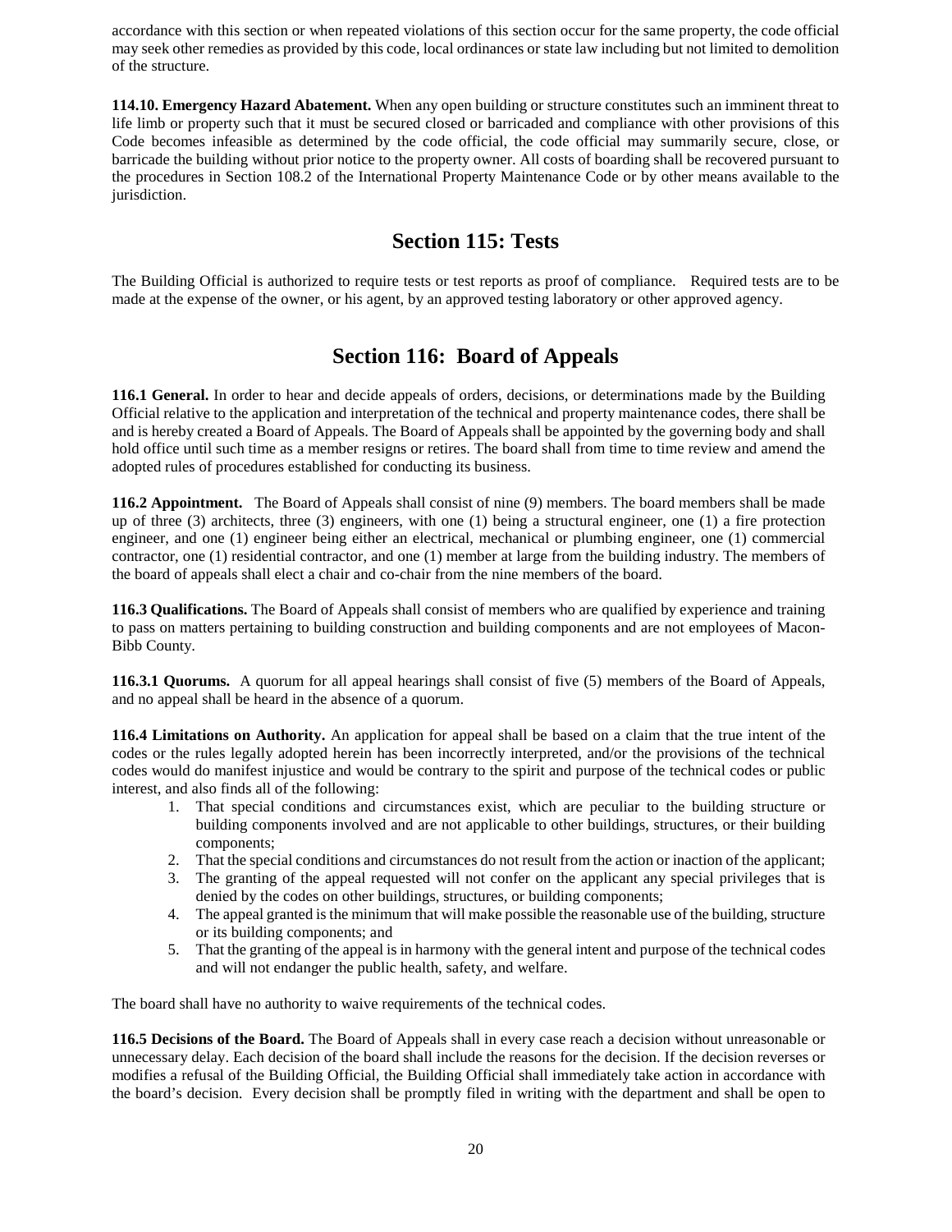accordance with this section or when repeated violations of this section occur for the same property, the code official may seek other remedies as provided by this code, local ordinances or state law including but not limited to demolition of the structure.

**114.10. Emergency Hazard Abatement.** When any open building or structure constitutes such an imminent threat to life limb or property such that it must be secured closed or barricaded and compliance with other provisions of this Code becomes infeasible as determined by the code official, the code official may summarily secure, close, or barricade the building without prior notice to the property owner. All costs of boarding shall be recovered pursuant to the procedures in Section 108.2 of the International Property Maintenance Code or by other means available to the jurisdiction.

## Section 115: Tests

The Building Official is authorized to require tests or test reports as proof of compliance. Required tests are to be made at the expense of the owner, or his agent, by an approved testing laboratory or other approved agency.

## Section 116: Board of Appeals

**116.1 General.** In order to hear and decide appeals of orders, decisions, or determinations made by the Building Official relative to the application and interpretation of the technical and property maintenance codes, there shall be and is hereby created a Board of Appeals. The Board of Appeals shall be appointed by the governing body and shall hold office until such time as a member resigns or retires. The board shall from time to time review and amend the adopted rules of procedures established for conducting its business.

**116.2 Appointment.** The Board of Appeals shall consist of nine (9) members. The board members shall be made up of three (3) architects, three (3) engineers, with one (1) being a structural engineer, one (1) a fire protection engineer, and one (1) engineer being either an electrical, mechanical or plumbing engineer, one (1) commercial contractor, one (1) residential contractor, and one (1) member at large from the building industry. The members of the board of appeals shall elect a chair and co-chair from the nine members of the board.

**116.3 Qualifications.** The Board of Appeals shall consist of members who are qualified by experience and training to pass on matters pertaining to building construction and building components and are not employees of Macon-Bibb County.

**116.3.1 Quorums.** A quorum for all appeal hearings shall consist of five (5) members of the Board of Appeals, and no appeal shall be heard in the absence of a quorum.

**116.4 Limitations on Authority.** An application for appeal shall be based on a claim that the true intent of the codes or the rules legally adopted herein has been incorrectly interpreted, and/or the provisions of the technical codes would do manifest injustice and would be contrary to the spirit and purpose of the technical codes or public interest, and also finds all of the following:

1. That special conditions and circumstances exist, which are peculiar to the building structure or building components involved and are not applicable to other buildings, structures, or their building components;
2. That the special conditions and circumstances do not result from the action or inaction of the applicant;
3. The granting of the appeal requested will not confer on the applicant any special privileges that is denied by the codes on other buildings, structures, or building components;
4. The appeal granted is the minimum that will make possible the reasonable use of the building, structure or its building components; and
5. That the granting of the appeal is in harmony with the general intent and purpose of the technical codes and will not endanger the public health, safety, and welfare.

The board shall have no authority to waive requirements of the technical codes.

**116.5 Decisions of the Board.** The Board of Appeals shall in every case reach a decision without unreasonable or unnecessary delay. Each decision of the board shall include the reasons for the decision. If the decision reverses or modifies a refusal of the Building Official, the Building Official shall immediately take action in accordance with the board's decision. Every decision shall be promptly filed in writing with the department and shall be open to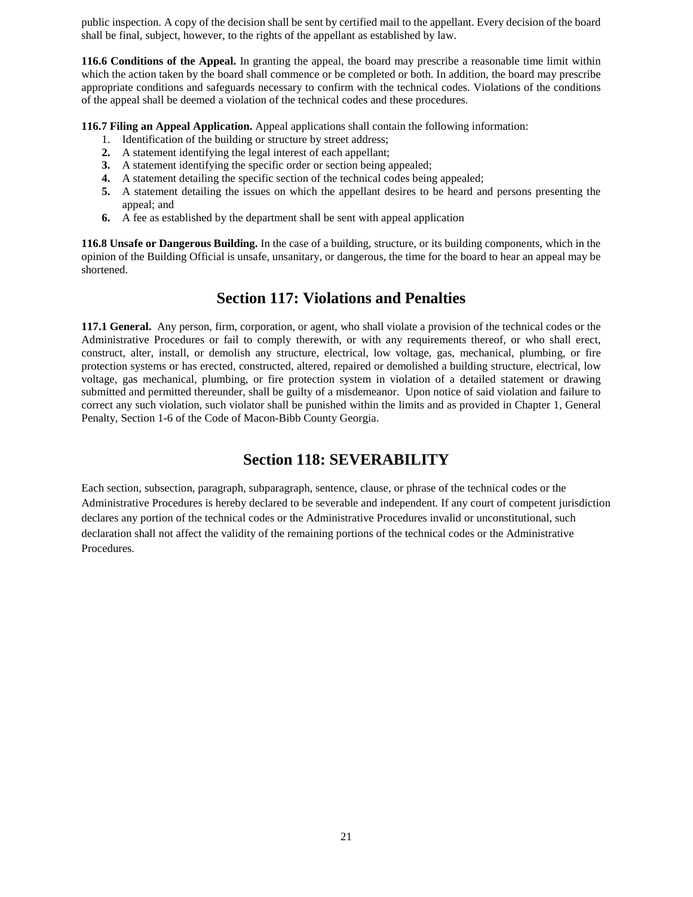public inspection. A copy of the decision shall be sent by certified mail to the appellant. Every decision of the board shall be final, subject, however, to the rights of the appellant as established by law.

**116.6 Conditions of the Appeal.** In granting the appeal, the board may prescribe a reasonable time limit within which the action taken by the board shall commence or be completed or both. In addition, the board may prescribe appropriate conditions and safeguards necessary to confirm with the technical codes. Violations of the conditions of the appeal shall be deemed a violation of the technical codes and these procedures.

**116.7 Filing an Appeal Application.** Appeal applications shall contain the following information:

1. Identification of the building or structure by street address;
2. A statement identifying the legal interest of each appellant;
3. A statement identifying the specific order or section being appealed;
4. A statement detailing the specific section of the technical codes being appealed;
5. A statement detailing the issues on which the appellant desires to be heard and persons presenting the appeal; and
6. A fee as established by the department shall be sent with appeal application

**116.8 Unsafe or Dangerous Building.** In the case of a building, structure, or its building components, which in the opinion of the Building Official is unsafe, unsanitary, or dangerous, the time for the board to hear an appeal may be shortened.

## Section 117: Violations and Penalties

**117.1 General.** Any person, firm, corporation, or agent, who shall violate a provision of the technical codes or the Administrative Procedures or fail to comply therewith, or with any requirements thereof, or who shall erect, construct, alter, install, or demolish any structure, electrical, low voltage, gas, mechanical, plumbing, or fire protection systems or has erected, constructed, altered, repaired or demolished a building structure, electrical, low voltage, gas mechanical, plumbing, or fire protection system in violation of a detailed statement or drawing submitted and permitted thereunder, shall be guilty of a misdemeanor. Upon notice of said violation and failure to correct any such violation, such violator shall be punished within the limits and as provided in Chapter 1, General Penalty, Section 1-6 of the Code of Macon-Bibb County Georgia.

## Section 118: SEVERABILITY

Each section, subsection, paragraph, subparagraph, sentence, clause, or phrase of the technical codes or the Administrative Procedures is hereby declared to be severable and independent. If any court of competent jurisdiction declares any portion of the technical codes or the Administrative Procedures invalid or unconstitutional, such declaration shall not affect the validity of the remaining portions of the technical codes or the Administrative Procedures.